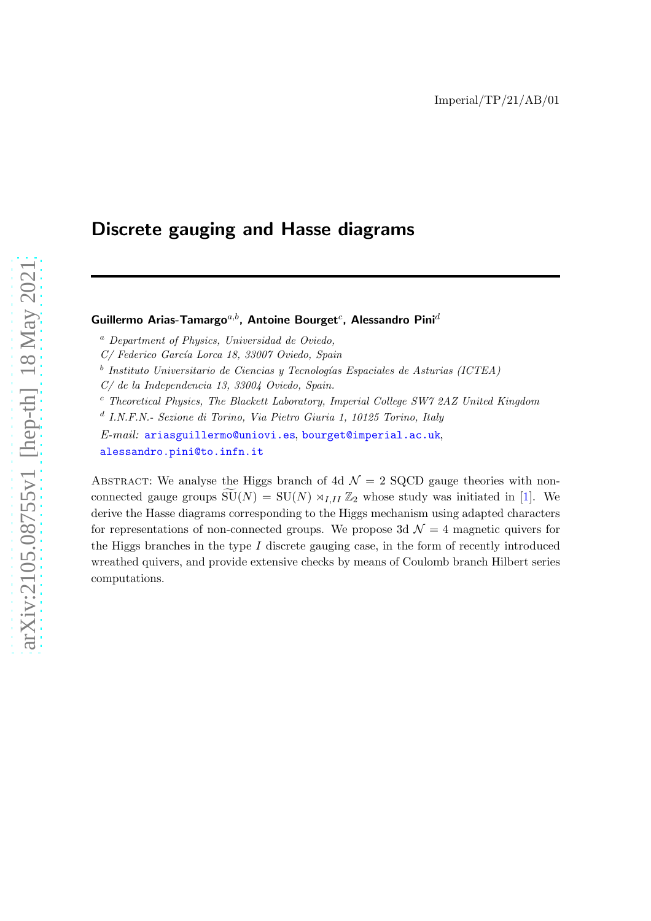Imperial/TP/21/AB/01

# Discrete gauging and Hasse diagrams

**Guillermo Arias-Tamargo**[a,b], **Antoine Bourget**[c], **Alessandro Pini**[d]

[a] *Department of Physics, Universidad de Oviedo,*
*C/ Federico García Lorca 18, 33007 Oviedo, Spain*

[b] *Instituto Universitario de Ciencias y Tecnologías Espaciales de Asturias (ICTEA)*
*C/ de la Independencia 13, 33004 Oviedo, Spain.*

[c] *Theoretical Physics, The Blackett Laboratory, Imperial College SW7 2AZ United Kingdom*

[d] *I.N.F.N.- Sezione di Torino, Via Pietro Giuria 1, 10125 Torino, Italy*

*E-mail:* ariasguillermo@uniovi.es, bourget@imperial.ac.uk, alessandro.pini@to.infn.it

Abstract: We analyse the Higgs branch of 4d $\mathcal{N}=2$ SQCD gauge theories with non-connected gauge groups $\widetilde{\mathrm{SU}}(N) = \mathrm{SU}(N) \rtimes_{I,II} \mathbb{Z}_2$ whose study was initiated in [1]. We derive the Hasse diagrams corresponding to the Higgs mechanism using adapted characters for representations of non-connected groups. We propose 3d $\mathcal{N}=4$ magnetic quivers for the Higgs branches in the type $I$ discrete gauging case, in the form of recently introduced wreathed quivers, and provide extensive checks by means of Coulomb branch Hilbert series computations.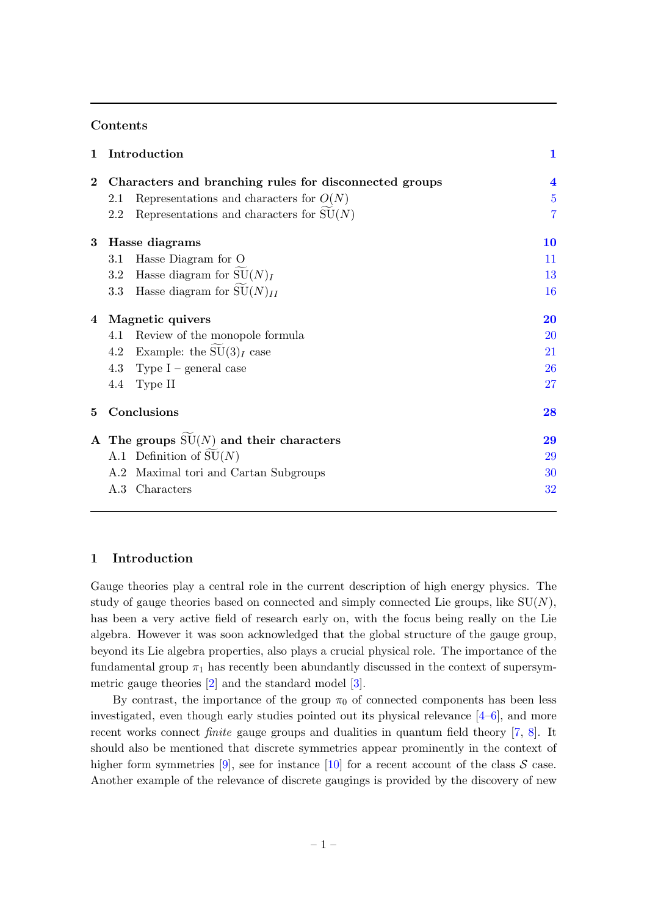## Contents

| | | |
|---|---|---|
| **1** | **Introduction** | **1** |
| **2** | **Characters and branching rules for disconnected groups** | **4** |
| | 2.1 Representations and characters for $O(N)$ | 5 |
| | 2.2 Representations and characters for $\widetilde{\mathrm{SU}}(N)$ | 7 |
| **3** | **Hasse diagrams** | **10** |
| | 3.1 Hasse Diagram for O | 11 |
| | 3.2 Hasse diagram for $\widetilde{\mathrm{SU}}(N)_I$ | 13 |
| | 3.3 Hasse diagram for $\widetilde{\mathrm{SU}}(N)_{II}$ | 16 |
| **4** | **Magnetic quivers** | **20** |
| | 4.1 Review of the monopole formula | 20 |
| | 4.2 Example: the $\widetilde{\mathrm{SU}}(3)_I$ case | 21 |
| | 4.3 Type I – general case | 26 |
| | 4.4 Type II | 27 |
| **5** | **Conclusions** | **28** |
| **A** | **The groups $\widetilde{\mathrm{SU}}(N)$ and their characters** | **29** |
| | A.1 Definition of $\widetilde{\mathrm{SU}}(N)$ | 29 |
| | A.2 Maximal tori and Cartan Subgroups | 30 |
| | A.3 Characters | 32 |

## 1 Introduction

Gauge theories play a central role in the current description of high energy physics. The study of gauge theories based on connected and simply connected Lie groups, like $\mathrm{SU}(N)$, has been a very active field of research early on, with the focus being really on the Lie algebra. However it was soon acknowledged that the global structure of the gauge group, beyond its Lie algebra properties, also plays a crucial physical role. The importance of the fundamental group $\pi_1$ has recently been abundantly discussed in the context of supersymmetric gauge theories [2] and the standard model [3].

By contrast, the importance of the group $\pi_0$ of connected components has been less investigated, even though early studies pointed out its physical relevance [4–6], and more recent works connect *finite* gauge groups and dualities in quantum field theory [7, 8]. It should also be mentioned that discrete symmetries appear prominently in the context of higher form symmetries [9], see for instance [10] for a recent account of the class $\mathcal{S}$ case. Another example of the relevance of discrete gaugings is provided by the discovery of new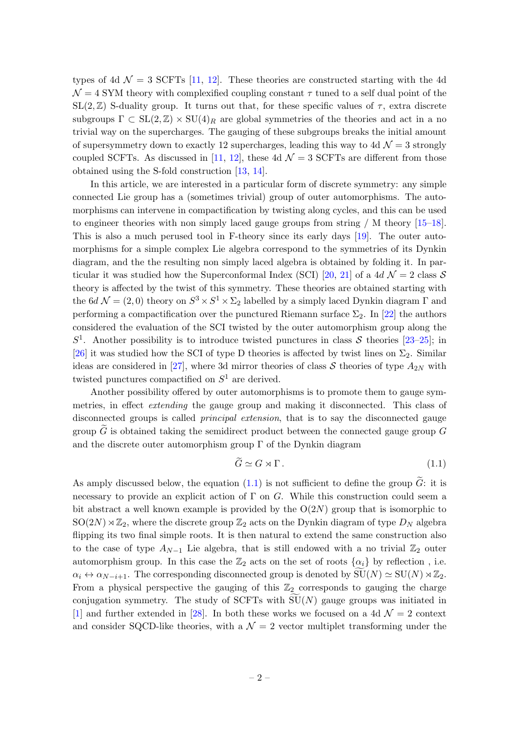types of 4d $\mathcal{N}=3$ SCFTs [11, 12]. These theories are constructed starting with the 4d $\mathcal{N}=4$ SYM theory with complexified coupling constant $\tau$ tuned to a self dual point of the $\mathrm{SL}(2,\mathbb{Z})$ S-duality group. It turns out that, for these specific values of $\tau$, extra discrete subgroups $\Gamma \subset \mathrm{SL}(2,\mathbb{Z}) \times \mathrm{SU}(4)_R$ are global symmetries of the theories and act in a no trivial way on the supercharges. The gauging of these subgroups breaks the initial amount of supersymmetry down to exactly 12 supercharges, leading this way to 4d $\mathcal{N}=3$ strongly coupled SCFTs. As discussed in [11, 12], these 4d $\mathcal{N}=3$ SCFTs are different from those obtained using the S-fold construction [13, 14].

In this article, we are interested in a particular form of discrete symmetry: any simple connected Lie group has a (sometimes trivial) group of outer automorphisms. The automorphisms can intervene in compactification by twisting along cycles, and this can be used to engineer theories with non simply laced gauge groups from string / M theory [15–18]. This is also a much perused tool in F-theory since its early days [19]. The outer automorphisms for a simple complex Lie algebra correspond to the symmetries of its Dynkin diagram, and the the resulting non simply laced algebra is obtained by folding it. In particular it was studied how the Superconformal Index (SCI) [20, 21] of a $4d$ $\mathcal{N}=2$ class $\mathcal{S}$ theory is affected by the twist of this symmetry. These theories are obtained starting with the $6d$ $\mathcal{N}=(2,0)$ theory on $S^3 \times S^1 \times \Sigma_2$ labelled by a simply laced Dynkin diagram $\Gamma$ and performing a compactification over the punctured Riemann surface $\Sigma_2$. In [22] the authors considered the evaluation of the SCI twisted by the outer automorphism group along the $S^1$. Another possibility is to introduce twisted punctures in class $\mathcal{S}$ theories [23–25]; in [26] it was studied how the SCI of type D theories is affected by twist lines on $\Sigma_2$. Similar ideas are considered in [27], where 3d mirror theories of class $\mathcal{S}$ theories of type $A_{2N}$ with twisted punctures compactified on $S^1$ are derived.

Another possibility offered by outer automorphisms is to promote them to gauge symmetries, in effect *extending* the gauge group and making it disconnected. This class of disconnected groups is called *principal extension*, that is to say the disconnected gauge group $\widetilde{G}$ is obtained taking the semidirect product between the connected gauge group $G$ and the discrete outer automorphism group $\Gamma$ of the Dynkin diagram

$$\widetilde{G} \simeq G \rtimes \Gamma\,. \tag{1.1}$$

As amply discussed below, the equation (1.1) is not sufficient to define the group $\widetilde{G}$: it is necessary to provide an explicit action of $\Gamma$ on $G$. While this construction could seem a bit abstract a well known example is provided by the $\mathrm{O}(2N)$ group that is isomorphic to $\mathrm{SO}(2N) \rtimes \mathbb{Z}_2$, where the discrete group $\mathbb{Z}_2$ acts on the Dynkin diagram of type $D_N$ algebra flipping its two final simple roots. It is then natural to extend the same construction also to the case of type $A_{N-1}$ Lie algebra, that is still endowed with a no trivial $\mathbb{Z}_2$ outer automorphism group. In this case the $\mathbb{Z}_2$ acts on the set of roots $\{\alpha_i\}$ by reflection , i.e. $\alpha_i \leftrightarrow \alpha_{N-i+1}$. The corresponding disconnected group is denoted by $\widetilde{\mathrm{SU}}(N) \simeq \mathrm{SU}(N) \rtimes \mathbb{Z}_2$. From a physical perspective the gauging of this $\mathbb{Z}_2$ corresponds to gauging the charge conjugation symmetry. The study of SCFTs with $\widetilde{\mathrm{SU}}(N)$ gauge groups was initiated in [1] and further extended in [28]. In both these works we focused on a 4d $\mathcal{N}=2$ context and consider SQCD-like theories, with a $\mathcal{N}=2$ vector multiplet transforming under the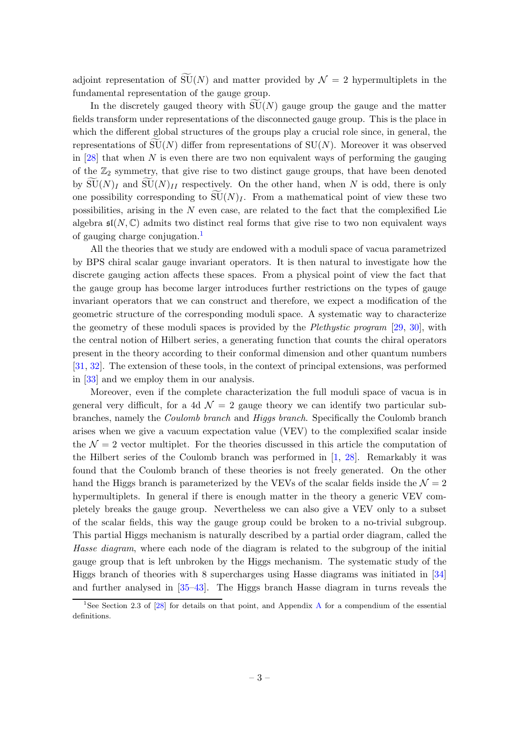adjoint representation of $\widetilde{\mathrm{SU}}(N)$ and matter provided by $\mathcal{N}=2$ hypermultiplets in the fundamental representation of the gauge group.

In the discretely gauged theory with $\widetilde{\mathrm{SU}}(N)$ gauge group the gauge and the matter fields transform under representations of the disconnected gauge group. This is the place in which the different global structures of the groups play a crucial role since, in general, the representations of $\widetilde{\mathrm{SU}}(N)$ differ from representations of $\mathrm{SU}(N)$. Moreover it was observed in [28] that when $N$ is even there are two non equivalent ways of performing the gauging of the $\mathbb{Z}_2$ symmetry, that give rise to two distinct gauge groups, that have been denoted by $\widetilde{\mathrm{SU}}(N)_I$ and $\widetilde{\mathrm{SU}}(N)_{II}$ respectively. On the other hand, when $N$ is odd, there is only one possibility corresponding to $\widetilde{\mathrm{SU}}(N)_I$. From a mathematical point of view these two possibilities, arising in the $N$ even case, are related to the fact that the complexified Lie algebra $\mathfrak{sl}(N,\mathbb{C})$ admits two distinct real forms that give rise to two non equivalent ways of gauging charge conjugation.[1]

All the theories that we study are endowed with a moduli space of vacua parametrized by BPS chiral scalar gauge invariant operators. It is then natural to investigate how the discrete gauging action affects these spaces. From a physical point of view the fact that the gauge group has become larger introduces further restrictions on the types of gauge invariant operators that we can construct and therefore, we expect a modification of the geometric structure of the corresponding moduli space. A systematic way to characterize the geometry of these moduli spaces is provided by the *Plethystic program* [29, 30], with the central notion of Hilbert series, a generating function that counts the chiral operators present in the theory according to their conformal dimension and other quantum numbers [31, 32]. The extension of these tools, in the context of principal extensions, was performed in [33] and we employ them in our analysis.

Moreover, even if the complete characterization the full moduli space of vacua is in general very difficult, for a 4d $\mathcal{N}=2$ gauge theory we can identify two particular sub-branches, namely the *Coulomb branch* and *Higgs branch*. Specifically the Coulomb branch arises when we give a vacuum expectation value (VEV) to the complexified scalar inside the $\mathcal{N}=2$ vector multiplet. For the theories discussed in this article the computation of the Hilbert series of the Coulomb branch was performed in [1, 28]. Remarkably it was found that the Coulomb branch of these theories is not freely generated. On the other hand the Higgs branch is parameterized by the VEVs of the scalar fields inside the $\mathcal{N}=2$ hypermultiplets. In general if there is enough matter in the theory a generic VEV completely breaks the gauge group. Nevertheless we can also give a VEV only to a subset of the scalar fields, this way the gauge group could be broken to a no-trivial subgroup. This partial Higgs mechanism is naturally described by a partial order diagram, called the *Hasse diagram*, where each node of the diagram is related to the subgroup of the initial gauge group that is left unbroken by the Higgs mechanism. The systematic study of the Higgs branch of theories with 8 supercharges using Hasse diagrams was initiated in [34] and further analysed in [35–43]. The Higgs branch Hasse diagram in turns reveals the

[1] See Section 2.3 of [28] for details on that point, and Appendix A for a compendium of the essential definitions.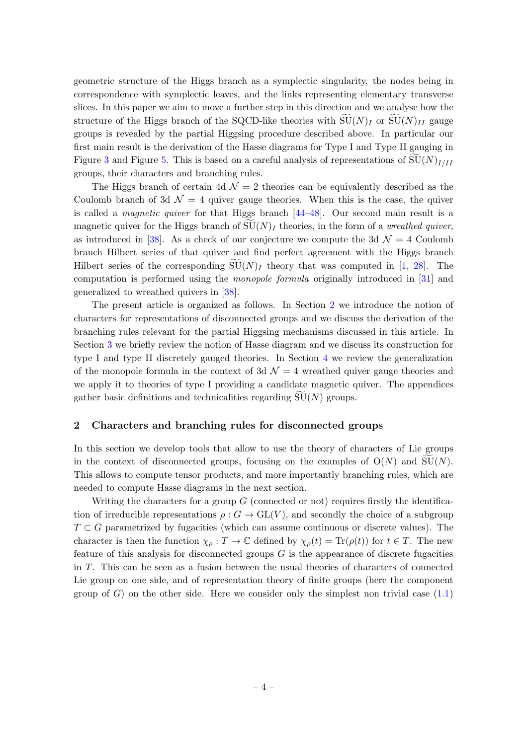geometric structure of the Higgs branch as a symplectic singularity, the nodes being in correspondence with symplectic leaves, and the links representing elementary transverse slices. In this paper we aim to move a further step in this direction and we analyse how the structure of the Higgs branch of the SQCD-like theories with $\widetilde{\mathrm{SU}}(N)_I$ or $\widetilde{\mathrm{SU}}(N)_{II}$ gauge groups is revealed by the partial Higgsing procedure described above. In particular our first main result is the derivation of the Hasse diagrams for Type I and Type II gauging in Figure 3 and Figure 5. This is based on a careful analysis of representations of $\widetilde{\mathrm{SU}}(N)_{I/II}$ groups, their characters and branching rules.

The Higgs branch of certain 4d $\mathcal{N}=2$ theories can be equivalently described as the Coulomb branch of 3d $\mathcal{N}=4$ quiver gauge theories. When this is the case, the quiver is called a *magnetic quiver* for that Higgs branch [44–48]. Our second main result is a magnetic quiver for the Higgs branch of $\widetilde{\mathrm{SU}}(N)_I$ theories, in the form of a *wreathed quiver*, as introduced in [38]. As a check of our conjecture we compute the 3d $\mathcal{N}=4$ Coulomb branch Hilbert series of that quiver and find perfect agreement with the Higgs branch Hilbert series of the corresponding $\widetilde{\mathrm{SU}}(N)_I$ theory that was computed in [1, 28]. The computation is performed using the *monopole formula* originally introduced in [31] and generalized to wreathed quivers in [38].

The present article is organized as follows. In Section 2 we introduce the notion of characters for representations of disconnected groups and we discuss the derivation of the branching rules relevant for the partial Higgsing mechanisms discussed in this article. In Section 3 we briefly review the notion of Hasse diagram and we discuss its construction for type I and type II discretely gauged theories. In Section 4 we review the generalization of the monopole formula in the context of 3d $\mathcal{N}=4$ wreathed quiver gauge theories and we apply it to theories of type I providing a candidate magnetic quiver. The appendices gather basic definitions and technicalities regarding $\widetilde{\mathrm{SU}}(N)$ groups.

## 2 Characters and branching rules for disconnected groups

In this section we develop tools that allow to use the theory of characters of Lie groups in the context of disconnected groups, focusing on the examples of $\mathrm{O}(N)$ and $\widetilde{\mathrm{SU}}(N)$. This allows to compute tensor products, and more importantly branching rules, which are needed to compute Hasse diagrams in the next section.

Writing the characters for a group $G$ (connected or not) requires firstly the identification of irreducible representations $\rho : G \to \mathrm{GL}(V)$, and secondly the choice of a subgroup $T \subset G$ parametrized by fugacities (which can assume continuous or discrete values). The character is then the function $\chi_\rho : T \to \mathbb{C}$ defined by $\chi_\rho(t) = \mathrm{Tr}(\rho(t))$ for $t \in T$. The new feature of this analysis for disconnected groups $G$ is the appearance of discrete fugacities in $T$. This can be seen as a fusion between the usual theories of characters of connected Lie group on one side, and of representation theory of finite groups (here the component group of $G$) on the other side. Here we consider only the simplest non trivial case (1.1)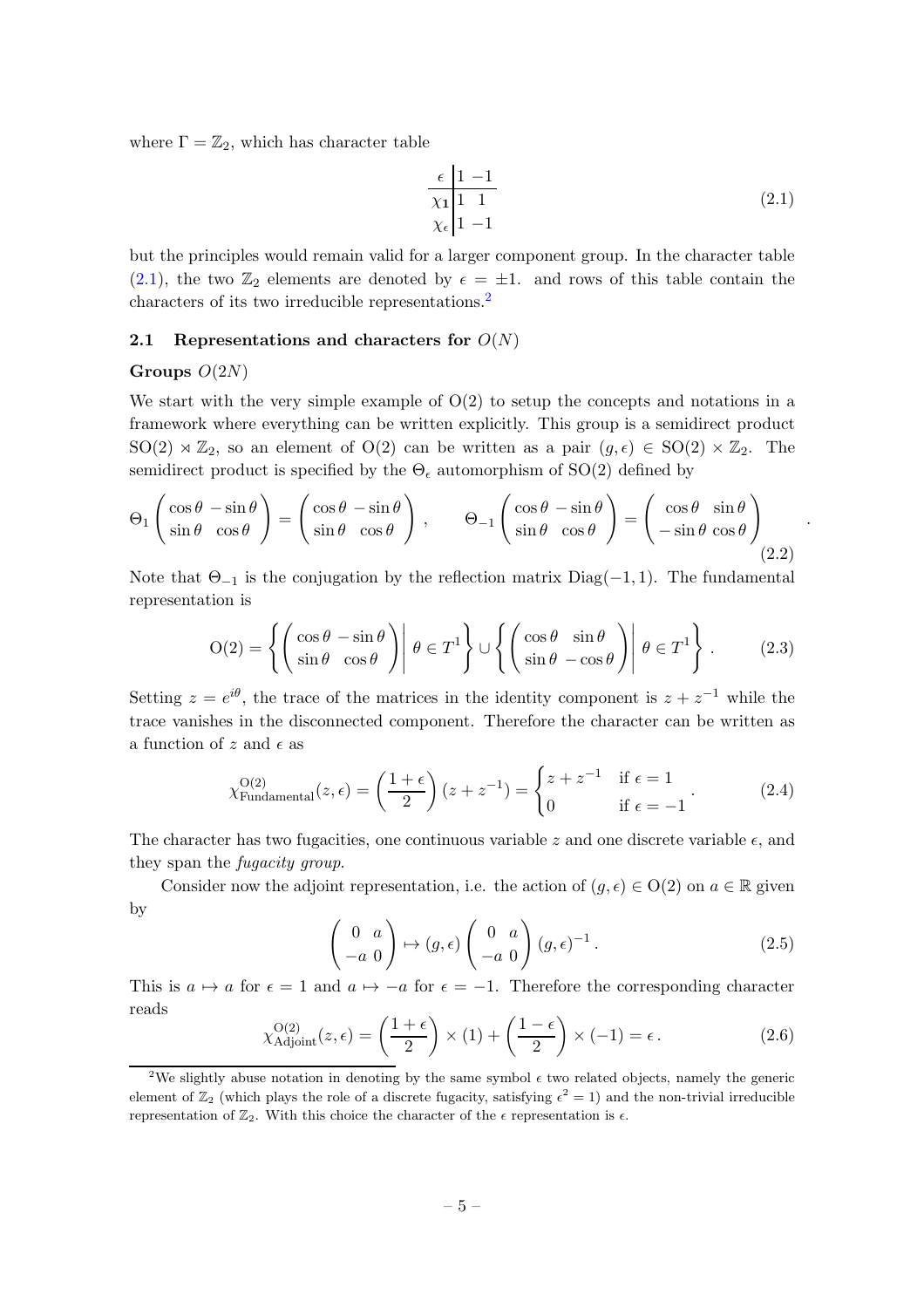where $\Gamma = \mathbb{Z}_2$, which has character table

$$
\begin{array}{c|cc}
\epsilon & 1 & -1 \\
\hline
\chi_{\mathbf{1}} & 1 & 1 \\
\chi_\epsilon & 1 & -1
\end{array}
\tag{2.1}
$$

but the principles would remain valid for a larger component group. In the character table (2.1), the two $\mathbb{Z}_2$ elements are denoted by $\epsilon = \pm 1$. and rows of this table contain the characters of its two irreducible representations.[2]

### 2.1 Representations and characters for $O(N)$

**Groups $O(2N)$**

We start with the very simple example of O(2) to setup the concepts and notations in a framework where everything can be written explicitly. This group is a semidirect product $\mathrm{SO}(2) \rtimes \mathbb{Z}_2$, so an element of O(2) can be written as a pair $(g, \epsilon) \in \mathrm{SO}(2) \times \mathbb{Z}_2$. The semidirect product is specified by the $\Theta_\epsilon$ automorphism of SO(2) defined by

$$
\Theta_1 \begin{pmatrix} \cos\theta & -\sin\theta \\ \sin\theta & \cos\theta \end{pmatrix} = \begin{pmatrix} \cos\theta & -\sin\theta \\ \sin\theta & \cos\theta \end{pmatrix}, \qquad \Theta_{-1} \begin{pmatrix} \cos\theta & -\sin\theta \\ \sin\theta & \cos\theta \end{pmatrix} = \begin{pmatrix} \cos\theta & \sin\theta \\ -\sin\theta & \cos\theta \end{pmatrix}. \tag{2.2}
$$

Note that $\Theta_{-1}$ is the conjugation by the reflection matrix $\mathrm{Diag}(-1, 1)$. The fundamental representation is

$$
\mathrm{O}(2) = \left\{ \begin{pmatrix} \cos\theta & -\sin\theta \\ \sin\theta & \cos\theta \end{pmatrix} \middle| \, \theta \in T^1 \right\} \cup \left\{ \begin{pmatrix} \cos\theta & \sin\theta \\ \sin\theta & -\cos\theta \end{pmatrix} \middle| \, \theta \in T^1 \right\}. \tag{2.3}
$$

Setting $z = e^{i\theta}$, the trace of the matrices in the identity component is $z + z^{-1}$ while the trace vanishes in the disconnected component. Therefore the character can be written as a function of $z$ and $\epsilon$ as

$$
\chi^{\mathrm{O}(2)}_{\mathrm{Fundamental}}(z, \epsilon) = \left( \frac{1+\epsilon}{2} \right) (z + z^{-1}) = \begin{cases} z + z^{-1} & \text{if } \epsilon = 1 \\ 0 & \text{if } \epsilon = -1 \end{cases}. \tag{2.4}
$$

The character has two fugacities, one continuous variable $z$ and one discrete variable $\epsilon$, and they span the *fugacity group*.

Consider now the adjoint representation, i.e. the action of $(g, \epsilon) \in \mathrm{O}(2)$ on $a \in \mathbb{R}$ given by

$$
\begin{pmatrix} 0 & a \\ -a & 0 \end{pmatrix} \mapsto (g, \epsilon) \begin{pmatrix} 0 & a \\ -a & 0 \end{pmatrix} (g, \epsilon)^{-1}. \tag{2.5}
$$

This is $a \mapsto a$ for $\epsilon = 1$ and $a \mapsto -a$ for $\epsilon = -1$. Therefore the corresponding character reads

$$
\chi^{\mathrm{O}(2)}_{\mathrm{Adjoint}}(z, \epsilon) = \left( \frac{1+\epsilon}{2} \right) \times (1) + \left( \frac{1-\epsilon}{2} \right) \times (-1) = \epsilon. \tag{2.6}
$$

[2] We slightly abuse notation in denoting by the same symbol $\epsilon$ two related objects, namely the generic element of $\mathbb{Z}_2$ (which plays the role of a discrete fugacity, satisfying $\epsilon^2 = 1$) and the non-trivial irreducible representation of $\mathbb{Z}_2$. With this choice the character of the $\epsilon$ representation is $\epsilon$.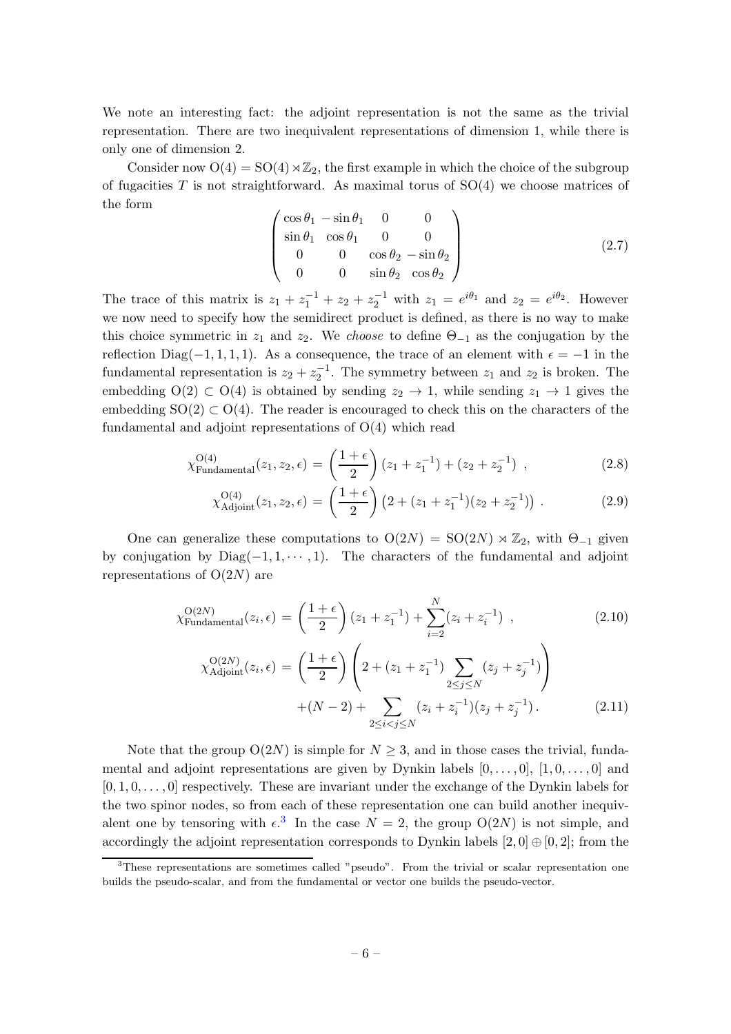We note an interesting fact: the adjoint representation is not the same as the trivial representation. There are two inequivalent representations of dimension 1, while there is only one of dimension 2.

Consider now $\mathrm{O}(4) = \mathrm{SO}(4) \rtimes \mathbb{Z}_2$, the first example in which the choice of the subgroup of fugacities $T$ is not straightforward. As maximal torus of $\mathrm{SO}(4)$ we choose matrices of the form

$$\begin{pmatrix} \cos\theta_1 & -\sin\theta_1 & 0 & 0 \\ \sin\theta_1 & \cos\theta_1 & 0 & 0 \\ 0 & 0 & \cos\theta_2 & -\sin\theta_2 \\ 0 & 0 & \sin\theta_2 & \cos\theta_2 \end{pmatrix} \tag{2.7}$$

The trace of this matrix is $z_1 + z_1^{-1} + z_2 + z_2^{-1}$ with $z_1 = e^{i\theta_1}$ and $z_2 = e^{i\theta_2}$. However we now need to specify how the semidirect product is defined, as there is no way to make this choice symmetric in $z_1$ and $z_2$. We *choose* to define $\Theta_{-1}$ as the conjugation by the reflection $\mathrm{Diag}(-1, 1, 1, 1)$. As a consequence, the trace of an element with $\epsilon = -1$ in the fundamental representation is $z_2 + z_2^{-1}$. The symmetry between $z_1$ and $z_2$ is broken. The embedding $\mathrm{O}(2) \subset \mathrm{O}(4)$ is obtained by sending $z_2 \to 1$, while sending $z_1 \to 1$ gives the embedding $\mathrm{SO}(2) \subset \mathrm{O}(4)$. The reader is encouraged to check this on the characters of the fundamental and adjoint representations of $\mathrm{O}(4)$ which read

$$\chi^{\mathrm{O}(4)}_{\mathrm{Fundamental}}(z_1, z_2, \epsilon) = \left(\frac{1+\epsilon}{2}\right)(z_1 + z_1^{-1}) + (z_2 + z_2^{-1}) \ , \tag{2.8}$$

$$\chi^{\mathrm{O}(4)}_{\mathrm{Adjoint}}(z_1, z_2, \epsilon) = \left(\frac{1+\epsilon}{2}\right)\left(2 + (z_1 + z_1^{-1})(z_2 + z_2^{-1})\right) \ . \tag{2.9}$$

One can generalize these computations to $\mathrm{O}(2N) = \mathrm{SO}(2N) \rtimes \mathbb{Z}_2$, with $\Theta_{-1}$ given by conjugation by $\mathrm{Diag}(-1, 1, \cdots, 1)$. The characters of the fundamental and adjoint representations of $\mathrm{O}(2N)$ are

$$\chi^{\mathrm{O}(2N)}_{\mathrm{Fundamental}}(z_i, \epsilon) = \left(\frac{1+\epsilon}{2}\right)(z_1 + z_1^{-1}) + \sum_{i=2}^{N}(z_i + z_i^{-1}) \ , \tag{2.10}$$

$$\begin{aligned} \chi^{\mathrm{O}(2N)}_{\mathrm{Adjoint}}(z_i, \epsilon) = &\left(\frac{1+\epsilon}{2}\right)\left(2 + (z_1 + z_1^{-1})\sum_{2 \leq j \leq N}(z_j + z_j^{-1})\right) \\ &+ (N-2) + \sum_{2 \leq i < j \leq N}(z_i + z_i^{-1})(z_j + z_j^{-1}) \, . \end{aligned} \tag{2.11}$$

Note that the group $\mathrm{O}(2N)$ is simple for $N \geq 3$, and in those cases the trivial, fundamental and adjoint representations are given by Dynkin labels $[0, \ldots, 0]$, $[1, 0, \ldots, 0]$ and $[0, 1, 0, \ldots, 0]$ respectively. These are invariant under the exchange of the Dynkin labels for the two spinor nodes, so from each of these representation one can build another inequivalent one by tensoring with $\epsilon$.[3] In the case $N = 2$, the group $\mathrm{O}(2N)$ is not simple, and accordingly the adjoint representation corresponds to Dynkin labels $[2, 0] \oplus [0, 2]$; from the

[3] These representations are sometimes called "pseudo". From the trivial or scalar representation one builds the pseudo-scalar, and from the fundamental or vector one builds the pseudo-vector.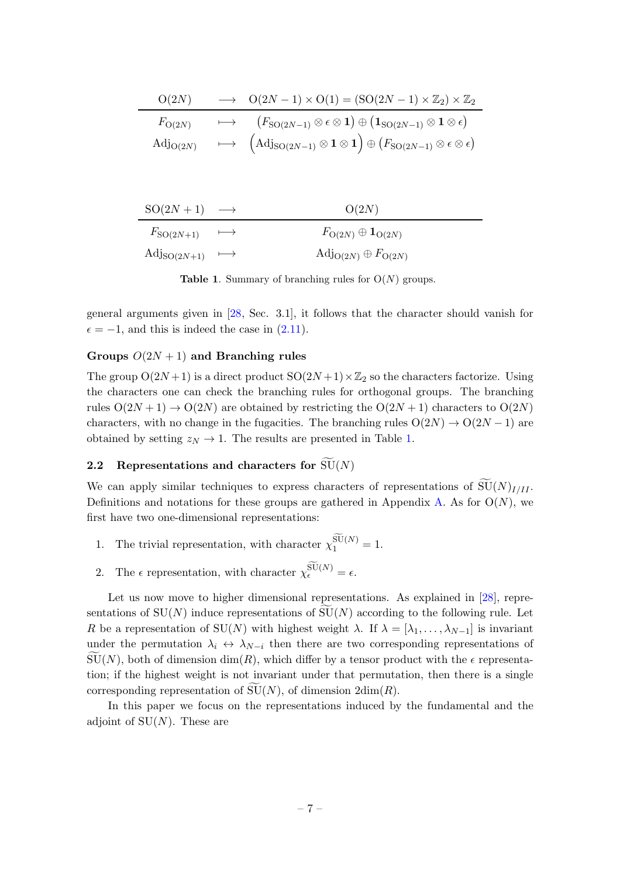| $\mathrm{O}(2N)$ | $\longrightarrow$ | $\mathrm{O}(2N-1)\times\mathrm{O}(1) = (\mathrm{SO}(2N-1)\times\mathbb{Z}_2)\times\mathbb{Z}_2$ |
|---|---|---|
| $F_{\mathrm{O}(2N)}$ | $\longmapsto$ | $\left(F_{\mathrm{SO}(2N-1)}\otimes\epsilon\otimes\mathbf{1}\right)\oplus\left(\mathbf{1}_{\mathrm{SO}(2N-1)}\otimes\mathbf{1}\otimes\epsilon\right)$ |
| $\mathrm{Adj}_{\mathrm{O}(2N)}$ | $\longmapsto$ | $\left(\mathrm{Adj}_{\mathrm{SO}(2N-1)}\otimes\mathbf{1}\otimes\mathbf{1}\right)\oplus\left(F_{\mathrm{SO}(2N-1)}\otimes\epsilon\otimes\epsilon\right)$ |

| $\mathrm{SO}(2N+1)$ | $\longrightarrow$ | $\mathrm{O}(2N)$ |
|---|---|---|
| $F_{\mathrm{SO}(2N+1)}$ | $\longmapsto$ | $F_{\mathrm{O}(2N)}\oplus\mathbf{1}_{\mathrm{O}(2N)}$ |
| $\mathrm{Adj}_{\mathrm{SO}(2N+1)}$ | $\longmapsto$ | $\mathrm{Adj}_{\mathrm{O}(2N)}\oplus F_{\mathrm{O}(2N)}$ |

**Table 1**. Summary of branching rules for $\mathrm{O}(N)$ groups.

general arguments given in [28, Sec. 3.1], it follows that the character should vanish for $\epsilon=-1$, and this is indeed the case in (2.11).

#### Groups $O(2N+1)$ and Branching rules

The group $\mathrm{O}(2N+1)$ is a direct product $\mathrm{SO}(2N+1)\times\mathbb{Z}_2$ so the characters factorize. Using the characters one can check the branching rules for orthogonal groups. The branching rules $\mathrm{O}(2N+1)\to\mathrm{O}(2N)$ are obtained by restricting the $\mathrm{O}(2N+1)$ characters to $\mathrm{O}(2N)$ characters, with no change in the fugacities. The branching rules $\mathrm{O}(2N)\to\mathrm{O}(2N-1)$ are obtained by setting $z_N\to 1$. The results are presented in Table 1.

### 2.2 Representations and characters for $\widetilde{\mathrm{SU}}(N)$

We can apply similar techniques to express characters of representations of $\widetilde{\mathrm{SU}}(N)_{I/II}$. Definitions and notations for these groups are gathered in Appendix A. As for $\mathrm{O}(N)$, we first have two one-dimensional representations:

1. The trivial representation, with character $\chi_{\mathbf{1}}^{\widetilde{\mathrm{SU}}(N)}=1$.
2. The $\epsilon$ representation, with character $\chi_{\epsilon}^{\widetilde{\mathrm{SU}}(N)}=\epsilon$.

Let us now move to higher dimensional representations. As explained in [28], representations of $\mathrm{SU}(N)$ induce representations of $\widetilde{\mathrm{SU}}(N)$ according to the following rule. Let $R$ be a representation of $\mathrm{SU}(N)$ with highest weight $\lambda$. If $\lambda=[\lambda_1,\ldots,\lambda_{N-1}]$ is invariant under the permutation $\lambda_i\leftrightarrow\lambda_{N-i}$ then there are two corresponding representations of $\widetilde{\mathrm{SU}}(N)$, both of dimension $\dim(R)$, which differ by a tensor product with the $\epsilon$ representation; if the highest weight is not invariant under that permutation, then there is a single corresponding representation of $\widetilde{\mathrm{SU}}(N)$, of dimension $2\dim(R)$.

In this paper we focus on the representations induced by the fundamental and the adjoint of $\mathrm{SU}(N)$. These are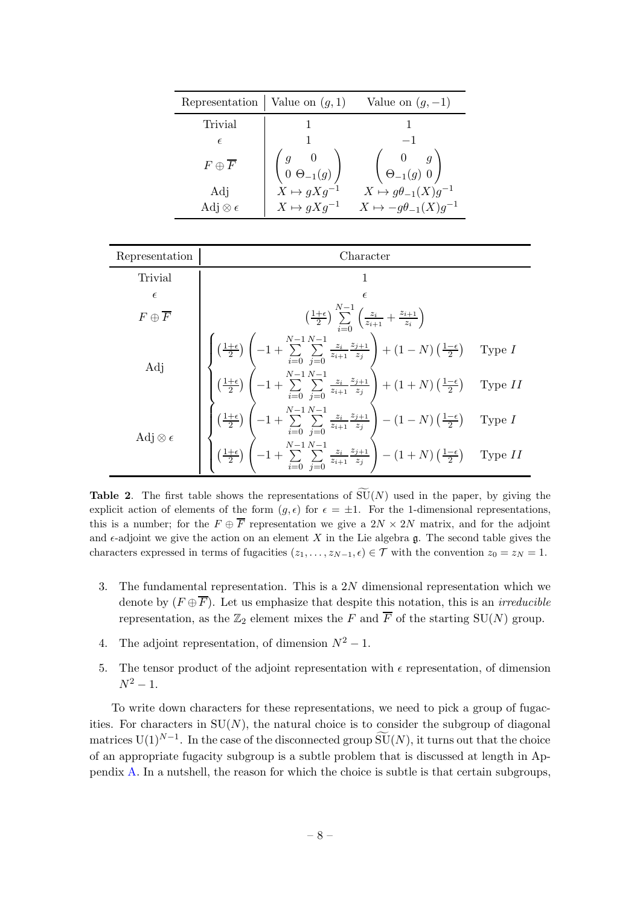| Representation | Value on $(g,1)$ | Value on $(g,-1)$ |
|---|---|---|
| Trivial | 1 | 1 |
| $\epsilon$ | 1 | $-1$ |
| $F \oplus \overline{F}$ | $\begin{pmatrix} g & 0 \\ 0 & \Theta_{-1}(g) \end{pmatrix}$ | $\begin{pmatrix} 0 & g \\ \Theta_{-1}(g) & 0 \end{pmatrix}$ |
| Adj | $X \mapsto gXg^{-1}$ | $X \mapsto g\theta_{-1}(X)g^{-1}$ |
| Adj $\otimes\, \epsilon$ | $X \mapsto gXg^{-1}$ | $X \mapsto -g\theta_{-1}(X)g^{-1}$ |

| Representation | Character |
|---|---|
| Trivial | $1$ |
| $\epsilon$ | $\epsilon$ |
| $F \oplus \overline{F}$ | $\left(\frac{1+\epsilon}{2}\right) \sum_{i=0}^{N-1} \left(\frac{z_i}{z_{i+1}} + \frac{z_{i+1}}{z_i}\right)$ |
| Adj | $\begin{cases} \left(\frac{1+\epsilon}{2}\right)\left(-1 + \sum_{i=0}^{N-1}\sum_{j=0}^{N-1} \frac{z_i}{z_{i+1}}\frac{z_{j+1}}{z_j}\right) + (1-N)\left(\frac{1-\epsilon}{2}\right) & \text{Type } I \\ \left(\frac{1+\epsilon}{2}\right)\left(-1 + \sum_{i=0}^{N-1}\sum_{j=0}^{N-1} \frac{z_i}{z_{i+1}}\frac{z_{j+1}}{z_j}\right) + (1+N)\left(\frac{1-\epsilon}{2}\right) & \text{Type } II \end{cases}$ |
| Adj $\otimes\, \epsilon$ | $\begin{cases} \left(\frac{1+\epsilon}{2}\right)\left(-1 + \sum_{i=0}^{N-1}\sum_{j=0}^{N-1} \frac{z_i}{z_{i+1}}\frac{z_{j+1}}{z_j}\right) - (1-N)\left(\frac{1-\epsilon}{2}\right) & \text{Type } I \\ \left(\frac{1+\epsilon}{2}\right)\left(-1 + \sum_{i=0}^{N-1}\sum_{j=0}^{N-1} \frac{z_i}{z_{i+1}}\frac{z_{j+1}}{z_j}\right) - (1+N)\left(\frac{1-\epsilon}{2}\right) & \text{Type } II \end{cases}$ |

**Table 2**. The first table shows the representations of $\widetilde{\mathrm{SU}}(N)$ used in the paper, by giving the explicit action of elements of the form $(g,\epsilon)$ for $\epsilon = \pm 1$. For the 1-dimensional representations, this is a number; for the $F \oplus \overline{F}$ representation we give a $2N \times 2N$ matrix, and for the adjoint and $\epsilon$-adjoint we give the action on an element $X$ in the Lie algebra $\mathfrak{g}$. The second table gives the characters expressed in terms of fugacities $(z_1, \ldots, z_{N-1}, \epsilon) \in \mathcal{T}$ with the convention $z_0 = z_N = 1$.

3. The fundamental representation. This is a $2N$ dimensional representation which we denote by $(F \oplus \overline{F})$. Let us emphasize that despite this notation, this is an *irreducible* representation, as the $\mathbb{Z}_2$ element mixes the $F$ and $\overline{F}$ of the starting $\mathrm{SU}(N)$ group.
4. The adjoint representation, of dimension $N^2 - 1$.
5. The tensor product of the adjoint representation with $\epsilon$ representation, of dimension $N^2 - 1$.

To write down characters for these representations, we need to pick a group of fugacities. For characters in $\mathrm{SU}(N)$, the natural choice is to consider the subgroup of diagonal matrices $\mathrm{U}(1)^{N-1}$. In the case of the disconnected group $\widetilde{\mathrm{SU}}(N)$, it turns out that the choice of an appropriate fugacity subgroup is a subtle problem that is discussed at length in Appendix A. In a nutshell, the reason for which the choice is subtle is that certain subgroups,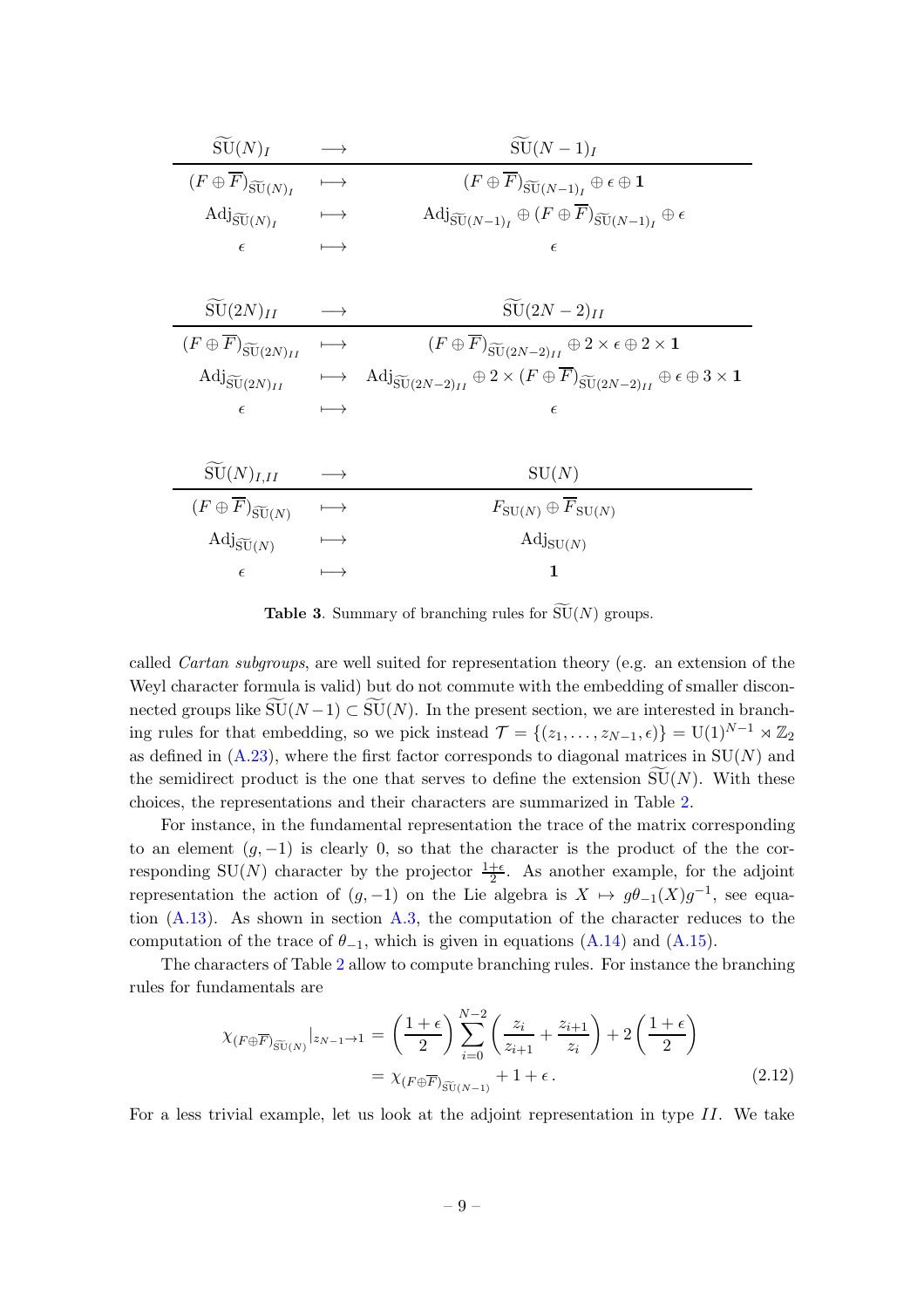| $\widetilde{\mathrm{SU}}(N)_I$ | $\longrightarrow$ | $\widetilde{\mathrm{SU}}(N-1)_I$ |
|---|---|---|
| $(F\oplus\overline{F})_{\widetilde{\mathrm{SU}}(N)_I}$ | $\longmapsto$ | $(F\oplus\overline{F})_{\widetilde{\mathrm{SU}}(N-1)_I}\oplus\epsilon\oplus\mathbf{1}$ |
| $\mathrm{Adj}_{\widetilde{\mathrm{SU}}(N)_I}$ | $\longmapsto$ | $\mathrm{Adj}_{\widetilde{\mathrm{SU}}(N-1)_I}\oplus(F\oplus\overline{F})_{\widetilde{\mathrm{SU}}(N-1)_I}\oplus\epsilon$ |
| $\epsilon$ | $\longmapsto$ | $\epsilon$ |

| $\widetilde{\mathrm{SU}}(2N)_{II}$ | $\longrightarrow$ | $\widetilde{\mathrm{SU}}(2N-2)_{II}$ |
|---|---|---|
| $(F\oplus\overline{F})_{\widetilde{\mathrm{SU}}(2N)_{II}}$ | $\longmapsto$ | $(F\oplus\overline{F})_{\widetilde{\mathrm{SU}}(2N-2)_{II}}\oplus 2\times\epsilon\oplus 2\times\mathbf{1}$ |
| $\mathrm{Adj}_{\widetilde{\mathrm{SU}}(2N)_{II}}$ | $\longmapsto$ | $\mathrm{Adj}_{\widetilde{\mathrm{SU}}(2N-2)_{II}}\oplus 2\times(F\oplus\overline{F})_{\widetilde{\mathrm{SU}}(2N-2)_{II}}\oplus\epsilon\oplus 3\times\mathbf{1}$ |
| $\epsilon$ | $\longmapsto$ | $\epsilon$ |

| $\widetilde{\mathrm{SU}}(N)_{I,II}$ | $\longrightarrow$ | $\mathrm{SU}(N)$ |
|---|---|---|
| $(F\oplus\overline{F})_{\widetilde{\mathrm{SU}}(N)}$ | $\longmapsto$ | $F_{\mathrm{SU}(N)}\oplus\overline{F}_{\mathrm{SU}(N)}$ |
| $\mathrm{Adj}_{\widetilde{\mathrm{SU}}(N)}$ | $\longmapsto$ | $\mathrm{Adj}_{\mathrm{SU}(N)}$ |
| $\epsilon$ | $\longmapsto$ | $\mathbf{1}$ |

**Table 3**. Summary of branching rules for $\widetilde{\mathrm{SU}}(N)$ groups.

called *Cartan subgroups*, are well suited for representation theory (e.g. an extension of the Weyl character formula is valid) but do not commute with the embedding of smaller disconnected groups like $\widetilde{\mathrm{SU}}(N-1)\subset\widetilde{\mathrm{SU}}(N)$. In the present section, we are interested in branching rules for that embedding, so we pick instead $\mathcal{T}=\{(z_1,\ldots,z_{N-1},\epsilon)\}=\mathrm{U}(1)^{N-1}\rtimes\mathbb{Z}_2$ as defined in (A.23), where the first factor corresponds to diagonal matrices in $\mathrm{SU}(N)$ and the semidirect product is the one that serves to define the extension $\widetilde{\mathrm{SU}}(N)$. With these choices, the representations and their characters are summarized in Table 2.

For instance, in the fundamental representation the trace of the matrix corresponding to an element $(g,-1)$ is clearly 0, so that the character is the product of the the corresponding $\mathrm{SU}(N)$ character by the projector $\frac{1+\epsilon}{2}$. As another example, for the adjoint representation the action of $(g,-1)$ on the Lie algebra is $X\mapsto g\theta_{-1}(X)g^{-1}$, see equation (A.13). As shown in section A.3, the computation of the character reduces to the computation of the trace of $\theta_{-1}$, which is given in equations (A.14) and (A.15).

The characters of Table 2 allow to compute branching rules. For instance the branching rules for fundamentals are

$$
\begin{aligned}
\chi_{(F\oplus\overline{F})_{\widetilde{\mathrm{SU}}(N)}}|_{z_{N-1}\to 1} &= \left(\frac{1+\epsilon}{2}\right)\sum_{i=0}^{N-2}\left(\frac{z_i}{z_{i+1}}+\frac{z_{i+1}}{z_i}\right)+2\left(\frac{1+\epsilon}{2}\right) \\
&= \chi_{(F\oplus\overline{F})_{\widetilde{\mathrm{SU}}(N-1)}}+1+\epsilon\,.
\end{aligned} \tag{2.12}
$$

For a less trivial example, let us look at the adjoint representation in type $II$. We take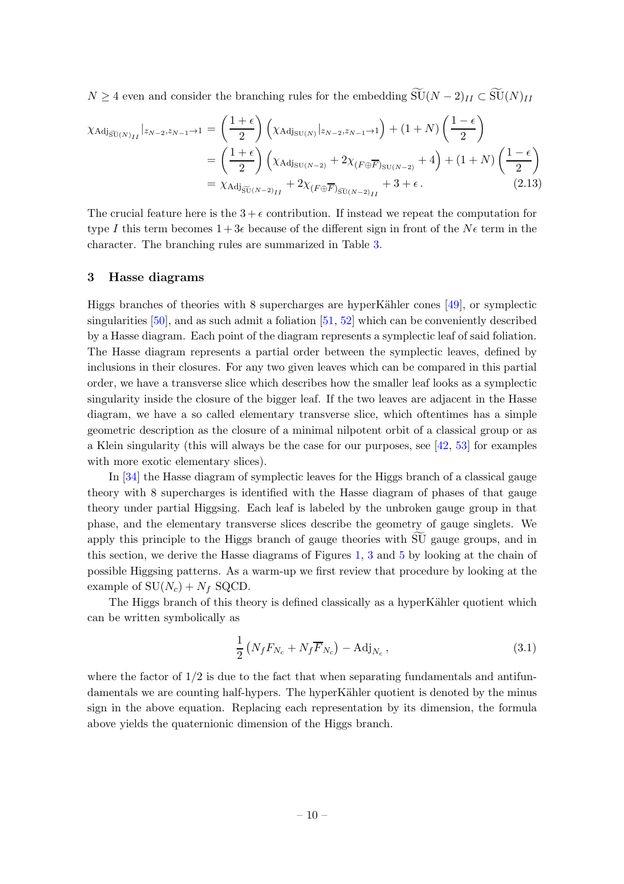$N \geq 4$ even and consider the branching rules for the embedding $\widetilde{\mathrm{SU}}(N-2)_{II} \subset \widetilde{\mathrm{SU}}(N)_{II}$

$$
\begin{aligned}
\chi_{\mathrm{Adj}_{\widetilde{\mathrm{SU}}(N)_{II}}}|_{z_{N-2},z_{N-1}\to 1} &= \left(\frac{1+\epsilon}{2}\right)\left(\chi_{\mathrm{Adj}_{\mathrm{SU}(N)}}|_{z_{N-2},z_{N-1}\to 1}\right) + (1+N)\left(\frac{1-\epsilon}{2}\right) \\
&= \left(\frac{1+\epsilon}{2}\right)\left(\chi_{\mathrm{Adj}_{\mathrm{SU}(N-2)}} + 2\chi_{(F\oplus\overline{F})_{\mathrm{SU}(N-2)}} + 4\right) + (1+N)\left(\frac{1-\epsilon}{2}\right) \\
&= \chi_{\mathrm{Adj}_{\widetilde{\mathrm{SU}}(N-2)_{II}}} + 2\chi_{(F\oplus\overline{F})_{\widetilde{\mathrm{SU}}(N-2)_{II}}} + 3 + \epsilon\,.
\end{aligned}
\tag{2.13}
$$

The crucial feature here is the $3+\epsilon$ contribution. If instead we repeat the computation for type $I$ this term becomes $1+3\epsilon$ because of the different sign in front of the $N\epsilon$ term in the character. The branching rules are summarized in Table 3.

## 3 Hasse diagrams

Higgs branches of theories with 8 supercharges are hyperKähler cones [49], or symplectic singularities [50], and as such admit a foliation [51, 52] which can be conveniently described by a Hasse diagram. Each point of the diagram represents a symplectic leaf of said foliation. The Hasse diagram represents a partial order between the symplectic leaves, defined by inclusions in their closures. For any two given leaves which can be compared in this partial order, we have a transverse slice which describes how the smaller leaf looks as a symplectic singularity inside the closure of the bigger leaf. If the two leaves are adjacent in the Hasse diagram, we have a so called elementary transverse slice, which oftentimes has a simple geometric description as the closure of a minimal nilpotent orbit of a classical group or as a Klein singularity (this will always be the case for our purposes, see [42, 53] for examples with more exotic elementary slices).

In [34] the Hasse diagram of symplectic leaves for the Higgs branch of a classical gauge theory with 8 supercharges is identified with the Hasse diagram of phases of that gauge theory under partial Higgsing. Each leaf is labeled by the unbroken gauge group in that phase, and the elementary transverse slices describe the geometry of gauge singlets. We apply this principle to the Higgs branch of gauge theories with $\widetilde{\mathrm{SU}}$ gauge groups, and in this section, we derive the Hasse diagrams of Figures 1, 3 and 5 by looking at the chain of possible Higgsing patterns. As a warm-up we first review that procedure by looking at the example of $\mathrm{SU}(N_c) + N_f$ SQCD.

The Higgs branch of this theory is defined classically as a hyperKähler quotient which can be written symbolically as

$$
\frac{1}{2}\left(N_f F_{N_c} + N_f \overline{F}_{N_c}\right) - \mathrm{Adj}_{N_c}\,,
\tag{3.1}
$$

where the factor of $1/2$ is due to the fact that when separating fundamentals and antifundamentals we are counting half-hypers. The hyperKähler quotient is denoted by the minus sign in the above equation. Replacing each representation by its dimension, the formula above yields the quaternionic dimension of the Higgs branch.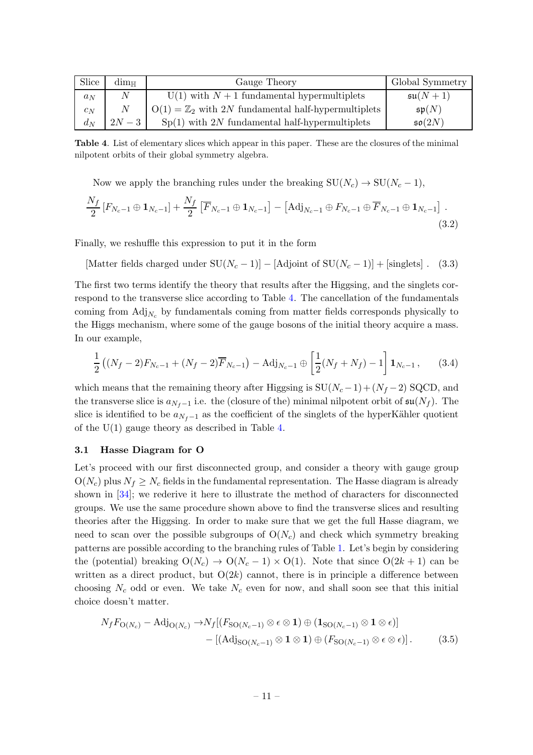| Slice | $\dim_{\mathbb{H}}$ | Gauge Theory | Global Symmetry |
|---|---|---|---|
| $a_N$ | $N$ | U(1) with $N+1$ fundamental hypermultiplets | $\mathfrak{su}(N+1)$ |
| $c_N$ | $N$ | $\mathrm{O}(1)=\mathbb{Z}_2$ with $2N$ fundamental half-hypermultiplets | $\mathfrak{sp}(N)$ |
| $d_N$ | $2N-3$ | Sp(1) with $2N$ fundamental half-hypermultiplets | $\mathfrak{so}(2N)$ |

**Table 4**. List of elementary slices which appear in this paper. These are the closures of the minimal nilpotent orbits of their global symmetry algebra.

Now we apply the branching rules under the breaking $\mathrm{SU}(N_c) \to \mathrm{SU}(N_c-1)$,

$$\frac{N_f}{2}\left[F_{N_c-1} \oplus \mathbf{1}_{N_c-1}\right] + \frac{N_f}{2}\left[\overline{F}_{N_c-1} \oplus \mathbf{1}_{N_c-1}\right] - \left[\mathrm{Adj}_{N_c-1} \oplus F_{N_c-1} \oplus \overline{F}_{N_c-1} \oplus \mathbf{1}_{N_c-1}\right]. \tag{3.2}$$

Finally, we reshuffle this expression to put it in the form

$$[\text{Matter fields charged under } \mathrm{SU}(N_c-1)] - [\text{Adjoint of } \mathrm{SU}(N_c-1)] + [\text{singlets}]. \tag{3.3}$$

The first two terms identify the theory that results after the Higgsing, and the singlets correspond to the transverse slice according to Table 4. The cancellation of the fundamentals coming from $\mathrm{Adj}_{N_c}$ by fundamentals coming from matter fields corresponds physically to the Higgs mechanism, where some of the gauge bosons of the initial theory acquire a mass. In our example,

$$\frac{1}{2}\left((N_f-2)F_{N_c-1} + (N_f-2)\overline{F}_{N_c-1}\right) - \mathrm{Adj}_{N_c-1} \oplus \left[\frac{1}{2}(N_f+N_f)-1\right]\mathbf{1}_{N_c-1}, \tag{3.4}$$

which means that the remaining theory after Higgsing is $\mathrm{SU}(N_c-1)+(N_f-2)$ SQCD, and the transverse slice is $a_{N_f-1}$ i.e. the (closure of the) minimal nilpotent orbit of $\mathfrak{su}(N_f)$. The slice is identified to be $a_{N_f-1}$ as the coefficient of the singlets of the hyperKähler quotient of the U(1) gauge theory as described in Table 4.

### 3.1 Hasse Diagram for O

Let's proceed with our first disconnected group, and consider a theory with gauge group $\mathrm{O}(N_c)$ plus $N_f \geq N_c$ fields in the fundamental representation. The Hasse diagram is already shown in [34]; we rederive it here to illustrate the method of characters for disconnected groups. We use the same procedure shown above to find the transverse slices and resulting theories after the Higgsing. In order to make sure that we get the full Hasse diagram, we need to scan over the possible subgroups of $\mathrm{O}(N_c)$ and check which symmetry breaking patterns are possible according to the branching rules of Table 1. Let's begin by considering the (potential) breaking $\mathrm{O}(N_c) \to \mathrm{O}(N_c-1) \times \mathrm{O}(1)$. Note that since $\mathrm{O}(2k+1)$ can be written as a direct product, but $\mathrm{O}(2k)$ cannot, there is in principle a difference between choosing $N_c$ odd or even. We take $N_c$ even for now, and shall soon see that this initial choice doesn't matter.

$$\begin{aligned}
N_f F_{\mathrm{O}(N_c)} - \mathrm{Adj}_{\mathrm{O}(N_c)} \to & N_f[(F_{\mathrm{SO}(N_c-1)} \otimes \epsilon \otimes \mathbf{1}) \oplus (\mathbf{1}_{\mathrm{SO}(N_c-1)} \otimes \mathbf{1} \otimes \epsilon)] \\
& - [(\mathrm{Adj}_{\mathrm{SO}(N_c-1)} \otimes \mathbf{1} \otimes \mathbf{1}) \oplus (F_{\mathrm{SO}(N_c-1)} \otimes \epsilon \otimes \epsilon)].
\end{aligned} \tag{3.5}$$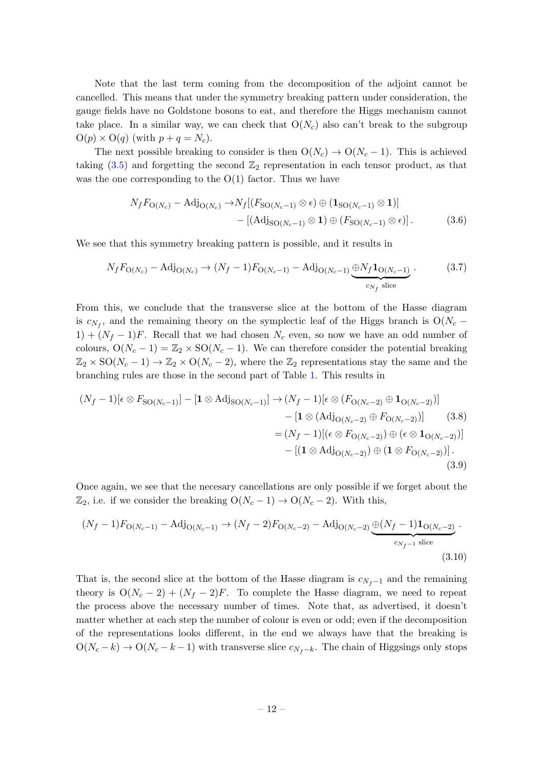Note that the last term coming from the decomposition of the adjoint cannot be cancelled. This means that under the symmetry breaking pattern under consideration, the gauge fields have no Goldstone bosons to eat, and therefore the Higgs mechanism cannot take place. In a similar way, we can check that $\mathrm{O}(N_c)$ also can't break to the subgroup $\mathrm{O}(p) \times \mathrm{O}(q)$ (with $p + q = N_c$).

The next possible breaking to consider is then $\mathrm{O}(N_c) \to \mathrm{O}(N_c - 1)$. This is achieved taking (3.5) and forgetting the second $\mathbb{Z}_2$ representation in each tensor product, as that was the one corresponding to the $\mathrm{O}(1)$ factor. Thus we have

$$
\begin{aligned}
N_f F_{\mathrm{O}(N_c)} - \mathrm{Adj}_{\mathrm{O}(N_c)} \to & N_f [(F_{\mathrm{SO}(N_c-1)} \otimes \epsilon) \oplus (\mathbf{1}_{\mathrm{SO}(N_c-1)} \otimes \mathbf{1})] \\
& - [(\mathrm{Adj}_{\mathrm{SO}(N_c-1)} \otimes \mathbf{1}) \oplus (F_{\mathrm{SO}(N_c-1)} \otimes \epsilon)] . \qquad (3.6)
\end{aligned}
$$

We see that this symmetry breaking pattern is possible, and it results in

$$
N_f F_{\mathrm{O}(N_c)} - \mathrm{Adj}_{\mathrm{O}(N_c)} \to (N_f - 1) F_{\mathrm{O}(N_c-1)} - \mathrm{Adj}_{\mathrm{O}(N_c-1)} \underbrace{\oplus N_f \mathbf{1}_{\mathrm{O}(N_c-1)}}_{c_{N_f} \text{ slice}} . \qquad (3.7)
$$

From this, we conclude that the transverse slice at the bottom of the Hasse diagram is $c_{N_f}$, and the remaining theory on the symplectic leaf of the Higgs branch is $\mathrm{O}(N_c - 1) + (N_f - 1)F$. Recall that we had chosen $N_c$ even, so now we have an odd number of colours, $\mathrm{O}(N_c - 1) = \mathbb{Z}_2 \times \mathrm{SO}(N_c - 1)$. We can therefore consider the potential breaking $\mathbb{Z}_2 \times \mathrm{SO}(N_c - 1) \to \mathbb{Z}_2 \times \mathrm{O}(N_c - 2)$, where the $\mathbb{Z}_2$ representations stay the same and the branching rules are those in the second part of Table 1. This results in

$$
\begin{aligned}
(N_f - 1)[\epsilon \otimes F_{\mathrm{SO}(N_c-1)}] - [\mathbf{1} \otimes \mathrm{Adj}_{\mathrm{SO}(N_c-1)}] \to & (N_f - 1)[\epsilon \otimes (F_{\mathrm{O}(N_c-2)} \oplus \mathbf{1}_{\mathrm{O}(N_c-2)})] \\
& - [\mathbf{1} \otimes (\mathrm{Adj}_{\mathrm{O}(N_c-2)} \oplus F_{\mathrm{O}(N_c-2)})] \qquad (3.8) \\
= & (N_f - 1)[(\epsilon \otimes F_{\mathrm{O}(N_c-2)}) \oplus (\epsilon \otimes \mathbf{1}_{\mathrm{O}(N_c-2)})] \\
& - [(\mathbf{1} \otimes \mathrm{Adj}_{\mathrm{O}(N_c-2)}) \oplus (\mathbf{1} \otimes F_{\mathrm{O}(N_c-2)})] . \qquad (3.9)
\end{aligned}
$$

Once again, we see that the necesary cancellations are only possible if we forget about the $\mathbb{Z}_2$, i.e. if we consider the breaking $\mathrm{O}(N_c - 1) \to \mathrm{O}(N_c - 2)$. With this,

$$
(N_f - 1) F_{\mathrm{O}(N_c-1)} - \mathrm{Adj}_{\mathrm{O}(N_c-1)} \to (N_f - 2) F_{\mathrm{O}(N_c-2)} - \mathrm{Adj}_{\mathrm{O}(N_c-2)} \underbrace{\oplus (N_f - 1) \mathbf{1}_{\mathrm{O}(N_c-2)}}_{c_{N_f-1} \text{ slice}} . \qquad (3.10)
$$

That is, the second slice at the bottom of the Hasse diagram is $c_{N_f-1}$ and the remaining theory is $\mathrm{O}(N_c - 2) + (N_f - 2)F$. To complete the Hasse diagram, we need to repeat the process above the necessary number of times. Note that, as advertised, it doesn't matter whether at each step the number of colour is even or odd; even if the decomposition of the representations looks different, in the end we always have that the breaking is $\mathrm{O}(N_c - k) \to \mathrm{O}(N_c - k - 1)$ with transverse slice $c_{N_f-k}$. The chain of Higgsings only stops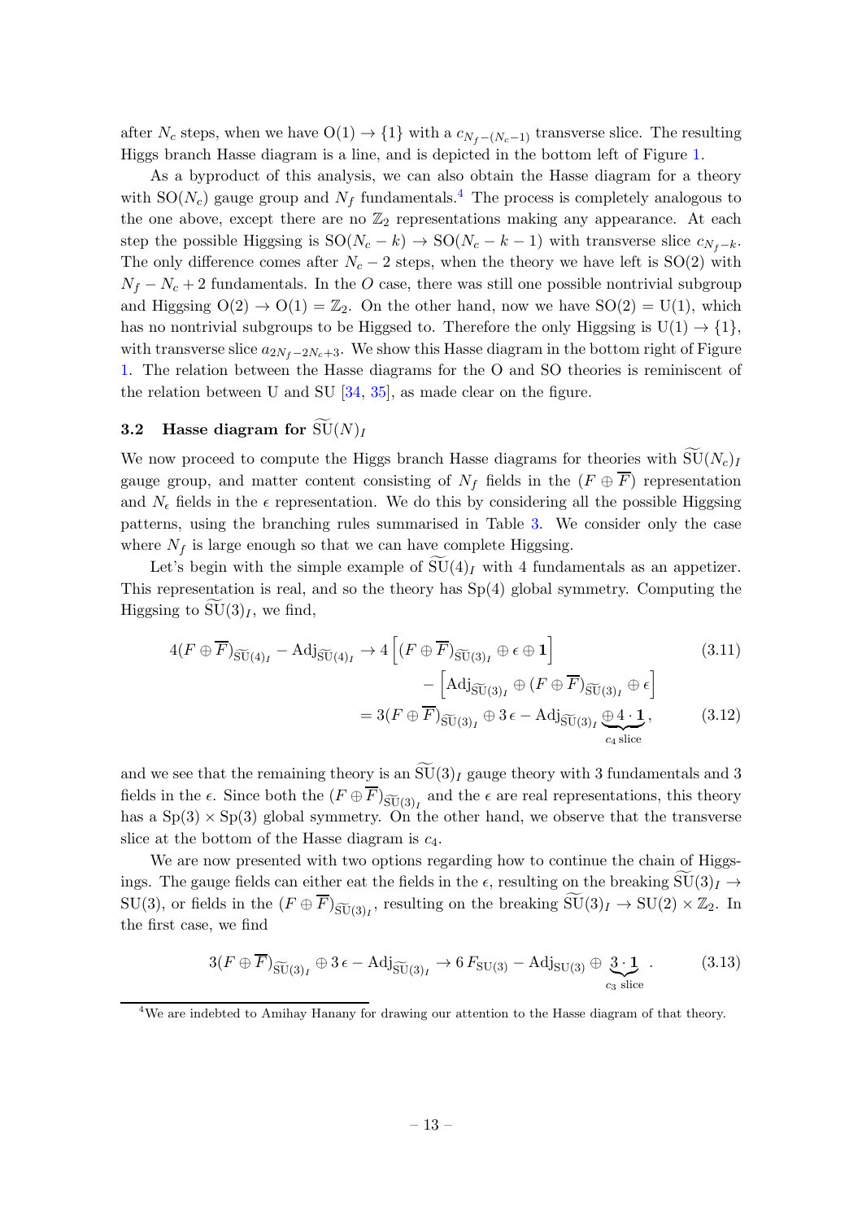after $N_c$ steps, when we have $\mathrm{O}(1) \to \{1\}$ with a $c_{N_f-(N_c-1)}$ transverse slice. The resulting Higgs branch Hasse diagram is a line, and is depicted in the bottom left of Figure 1.

As a byproduct of this analysis, we can also obtain the Hasse diagram for a theory with $\mathrm{SO}(N_c)$ gauge group and $N_f$ fundamentals.[4] The process is completely analogous to the one above, except there are no $\mathbb{Z}_2$ representations making any appearance. At each step the possible Higgsing is $\mathrm{SO}(N_c-k) \to \mathrm{SO}(N_c-k-1)$ with transverse slice $c_{N_f-k}$. The only difference comes after $N_c-2$ steps, when the theory we have left is $\mathrm{SO}(2)$ with $N_f - N_c + 2$ fundamentals. In the $O$ case, there was still one possible nontrivial subgroup and Higgsing $\mathrm{O}(2) \to \mathrm{O}(1) = \mathbb{Z}_2$. On the other hand, now we have $\mathrm{SO}(2) = \mathrm{U}(1)$, which has no nontrivial subgroups to be Higgsed to. Therefore the only Higgsing is $\mathrm{U}(1) \to \{1\}$, with transverse slice $a_{2N_f-2N_c+3}$. We show this Hasse diagram in the bottom right of Figure 1. The relation between the Hasse diagrams for the O and SO theories is reminiscent of the relation between U and SU [34, 35], as made clear on the figure.

### 3.2 Hasse diagram for $\widetilde{\mathrm{SU}}(N)_I$

We now proceed to compute the Higgs branch Hasse diagrams for theories with $\widetilde{\mathrm{SU}}(N_c)_I$ gauge group, and matter content consisting of $N_f$ fields in the $(F \oplus \overline{F})$ representation and $N_\epsilon$ fields in the $\epsilon$ representation. We do this by considering all the possible Higgsing patterns, using the branching rules summarised in Table 3. We consider only the case where $N_f$ is large enough so that we can have complete Higgsing.

Let's begin with the simple example of $\widetilde{\mathrm{SU}}(4)_I$ with 4 fundamentals as an appetizer. This representation is real, and so the theory has $\mathrm{Sp}(4)$ global symmetry. Computing the Higgsing to $\widetilde{\mathrm{SU}}(3)_I$, we find,

$$
\begin{aligned}
4(F\oplus\overline{F})_{\widetilde{\mathrm{SU}}(4)_I} - \mathrm{Adj}_{\widetilde{\mathrm{SU}}(4)_I} &\to 4\left[(F\oplus\overline{F})_{\widetilde{\mathrm{SU}}(3)_I} \oplus \epsilon \oplus \mathbf{1}\right] \qquad &(3.11)\\
&\quad - \left[\mathrm{Adj}_{\widetilde{\mathrm{SU}}(3)_I} \oplus (F\oplus\overline{F})_{\widetilde{\mathrm{SU}}(3)_I} \oplus \epsilon\right] \\
&= 3(F\oplus\overline{F})_{\widetilde{\mathrm{SU}}(3)_I} \oplus 3\,\epsilon - \mathrm{Adj}_{\widetilde{\mathrm{SU}}(3)_I} \underbrace{\oplus 4\cdot\mathbf{1}}_{c_4 \text{ slice}}, &(3.12)
\end{aligned}
$$

and we see that the remaining theory is an $\widetilde{\mathrm{SU}}(3)_I$ gauge theory with 3 fundamentals and 3 fields in the $\epsilon$. Since both the $(F\oplus\overline{F})_{\widetilde{\mathrm{SU}}(3)_I}$ and the $\epsilon$ are real representations, this theory has a $\mathrm{Sp}(3)\times\mathrm{Sp}(3)$ global symmetry. On the other hand, we observe that the transverse slice at the bottom of the Hasse diagram is $c_4$.

We are now presented with two options regarding how to continue the chain of Higgsings. The gauge fields can either eat the fields in the $\epsilon$, resulting on the breaking $\widetilde{\mathrm{SU}}(3)_I \to \mathrm{SU}(3)$, or fields in the $(F\oplus\overline{F})_{\widetilde{\mathrm{SU}}(3)_I}$, resulting on the breaking $\widetilde{\mathrm{SU}}(3)_I \to \mathrm{SU}(2)\times\mathbb{Z}_2$. In the first case, we find

$$
3(F\oplus\overline{F})_{\widetilde{\mathrm{SU}}(3)_I} \oplus 3\,\epsilon - \mathrm{Adj}_{\widetilde{\mathrm{SU}}(3)_I} \to 6\,F_{\mathrm{SU}(3)} - \mathrm{Adj}_{\mathrm{SU}(3)} \oplus \underbrace{3\cdot\mathbf{1}}_{c_3 \text{ slice}}\,. \qquad (3.13)
$$

[4] We are indebted to Amihay Hanany for drawing our attention to the Hasse diagram of that theory.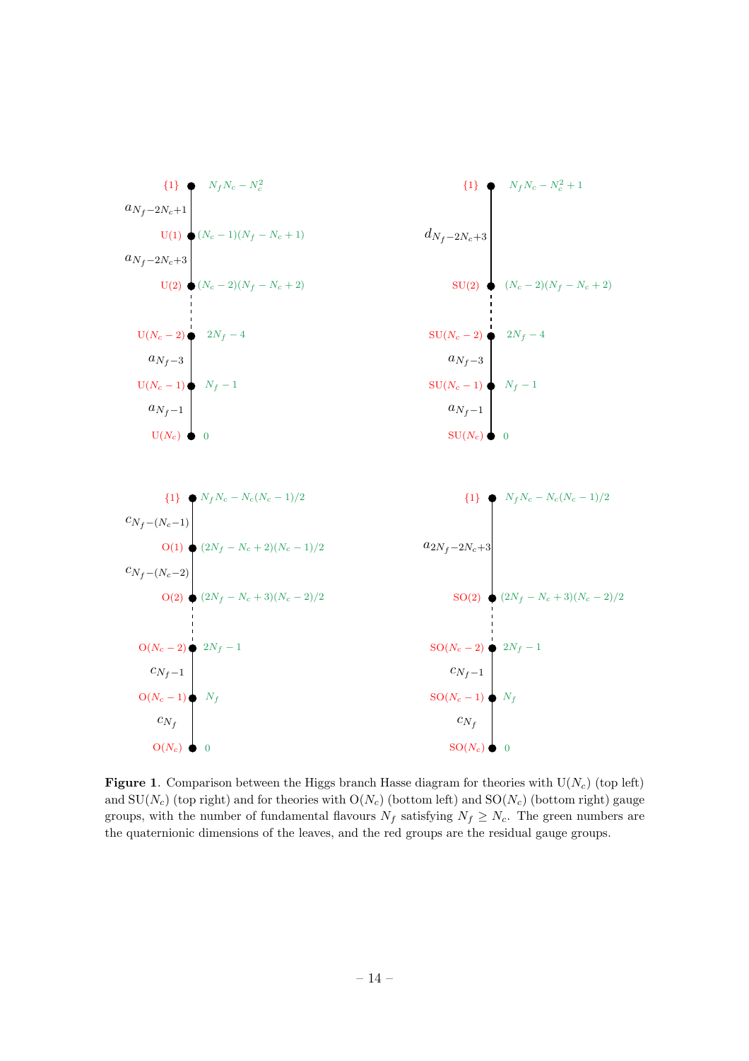**Figure 1**. Comparison between the Higgs branch Hasse diagram for theories with $\mathrm{U}(N_c)$ (top left) and $\mathrm{SU}(N_c)$ (top right) and for theories with $\mathrm{O}(N_c)$ (bottom left) and $\mathrm{SO}(N_c)$ (bottom right) gauge groups, with the number of fundamental flavours $N_f$ satisfying $N_f \geq N_c$. The green numbers are the quaternionic dimensions of the leaves, and the red groups are the residual gauge groups.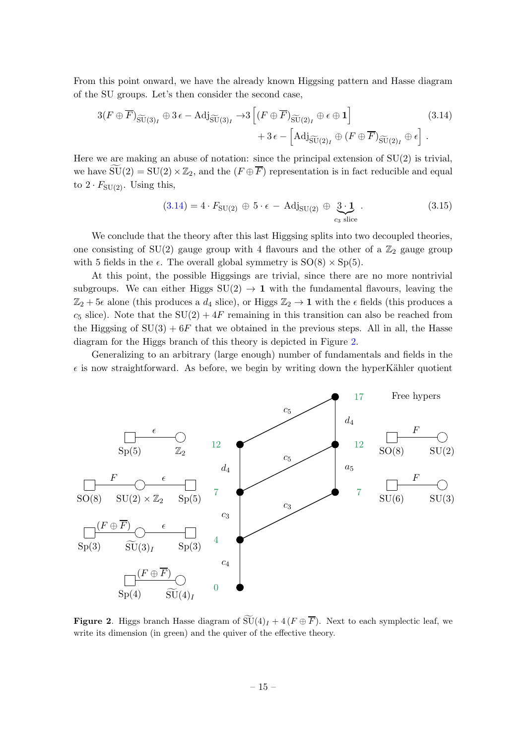From this point onward, we have the already known Higgsing pattern and Hasse diagram of the SU groups. Let's then consider the second case,

$$3(F\oplus\overline{F})_{\widetilde{\mathrm{SU}}(3)_I}\oplus 3\,\epsilon-\mathrm{Adj}_{\widetilde{\mathrm{SU}}(3)_I}\to 3\left[(F\oplus\overline{F})_{\widetilde{\mathrm{SU}}(2)_I}\oplus\epsilon\oplus\mathbf{1}\right] + 3\,\epsilon-\left[\mathrm{Adj}_{\widetilde{\mathrm{SU}}(2)_I}\oplus(F\oplus\overline{F})_{\widetilde{\mathrm{SU}}(2)_I}\oplus\epsilon\right]. \tag{3.14}$$

Here we are making an abuse of notation: since the principal extension of SU(2) is trivial, we have $\widetilde{\mathrm{SU}}(2)=\mathrm{SU}(2)\times\mathbb{Z}_2$, and the $(F\oplus\overline{F})$ representation is in fact reducible and equal to $2\cdot F_{\mathrm{SU}(2)}$. Using this,

$$(3.14) = 4\cdot F_{\mathrm{SU}(2)}\,\oplus\,5\cdot\epsilon\,-\,\mathrm{Adj}_{\mathrm{SU}(2)}\,\oplus\,\underbrace{3\cdot\mathbf{1}}_{c_3\text{ slice}}\,. \tag{3.15}$$

We conclude that the theory after this last Higgsing splits into two decoupled theories, one consisting of SU(2) gauge group with 4 flavours and the other of a $\mathbb{Z}_2$ gauge group with 5 fields in the $\epsilon$. The overall global symmetry is $\mathrm{SO}(8)\times\mathrm{Sp}(5)$.

At this point, the possible Higgsings are trivial, since there are no more nontrivial subgroups. We can either Higgs $\mathrm{SU}(2)\to\mathbf{1}$ with the fundamental flavours, leaving the $\mathbb{Z}_2+5\epsilon$ alone (this produces a $d_4$ slice), or Higgs $\mathbb{Z}_2\to\mathbf{1}$ with the $\epsilon$ fields (this produces a $c_5$ slice). Note that the $\mathrm{SU}(2)+4F$ remaining in this transition can also be reached from the Higgsing of $\mathrm{SU}(3)+6F$ that we obtained in the previous steps. All in all, the Hasse diagram for the Higgs branch of this theory is depicted in Figure 2.

Generalizing to an arbitrary (large enough) number of fundamentals and fields in the $\epsilon$ is now straightforward. As before, we begin by writing down the hyperKähler quotient

**Figure 2**. Higgs branch Hasse diagram of $\widetilde{\mathrm{SU}}(4)_I+4\,(F\oplus\overline{F})$. Next to each symplectic leaf, we write its dimension (in green) and the quiver of the effective theory.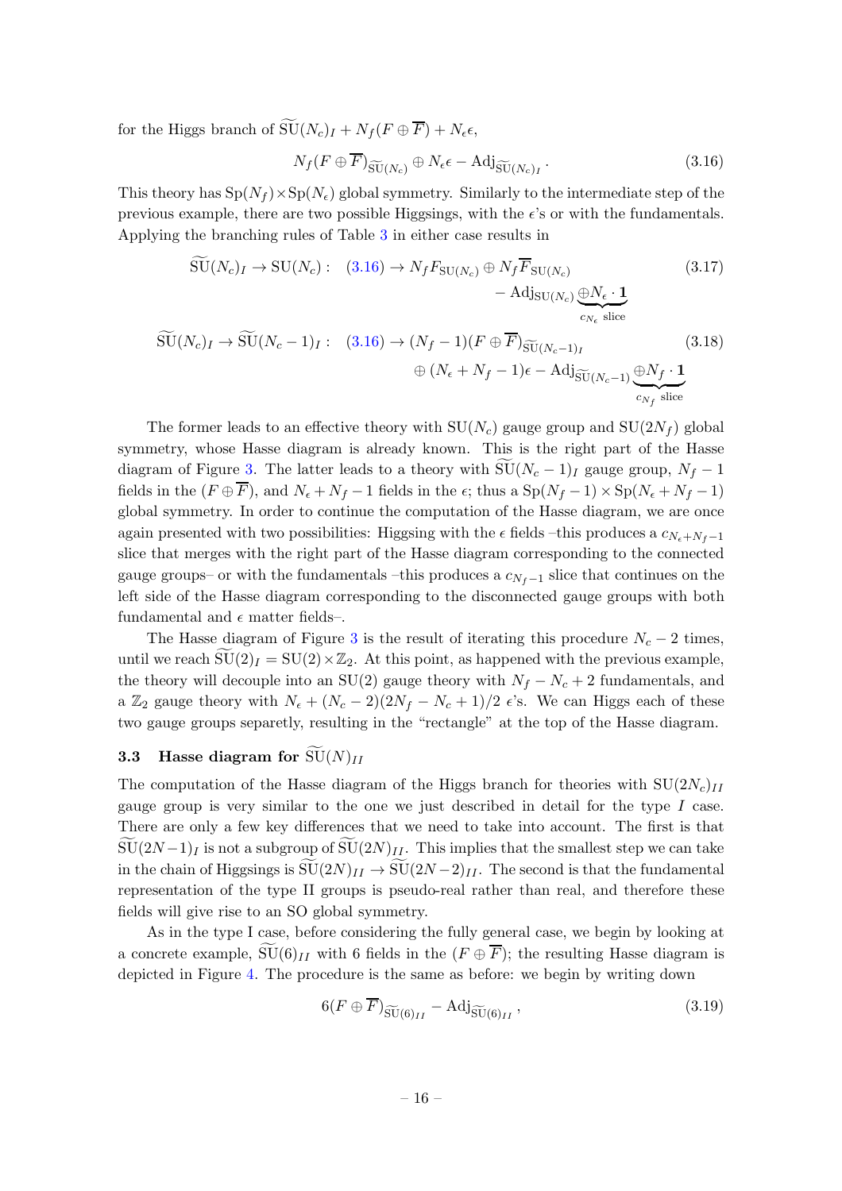for the Higgs branch of $\widetilde{\mathrm{SU}}(N_c)_I + N_f(F \oplus \overline{F}) + N_\epsilon \epsilon$,

$$N_f(F \oplus \overline{F})_{\widetilde{\mathrm{SU}}(N_c)} \oplus N_\epsilon \epsilon - \mathrm{Adj}_{\widetilde{\mathrm{SU}}(N_c)_I} \,. \tag{3.16}$$

This theory has $\mathrm{Sp}(N_f) \times \mathrm{Sp}(N_\epsilon)$ global symmetry. Similarly to the intermediate step of the previous example, there are two possible Higgsings, with the $\epsilon$'s or with the fundamentals. Applying the branching rules of Table 3 in either case results in

$$\widetilde{\mathrm{SU}}(N_c)_I \to \mathrm{SU}(N_c): \quad (3.16) \to N_f F_{\mathrm{SU}(N_c)} \oplus N_f \overline{F}_{\mathrm{SU}(N_c)} - \mathrm{Adj}_{\mathrm{SU}(N_c)} \underbrace{\oplus N_\epsilon \cdot \mathbf{1}}_{c_{N_\epsilon} \text{ slice}} \tag{3.17}$$

$$\widetilde{\mathrm{SU}}(N_c)_I \to \widetilde{\mathrm{SU}}(N_c-1)_I: \quad (3.16) \to (N_f-1)(F \oplus \overline{F})_{\widetilde{\mathrm{SU}}(N_c-1)_I} \oplus (N_\epsilon + N_f - 1)\epsilon - \mathrm{Adj}_{\widetilde{\mathrm{SU}}(N_c-1)} \underbrace{\oplus N_f \cdot \mathbf{1}}_{c_{N_f} \text{ slice}} \tag{3.18}$$

The former leads to an effective theory with $\mathrm{SU}(N_c)$ gauge group and $\mathrm{SU}(2N_f)$ global symmetry, whose Hasse diagram is already known. This is the right part of the Hasse diagram of Figure 3. The latter leads to a theory with $\widetilde{\mathrm{SU}}(N_c-1)_I$ gauge group, $N_f - 1$ fields in the $(F \oplus \overline{F})$, and $N_\epsilon + N_f - 1$ fields in the $\epsilon$; thus a $\mathrm{Sp}(N_f - 1) \times \mathrm{Sp}(N_\epsilon + N_f - 1)$ global symmetry. In order to continue the computation of the Hasse diagram, we are once again presented with two possibilities: Higgsing with the $\epsilon$ fields –this produces a $c_{N_\epsilon+N_f-1}$ slice that merges with the right part of the Hasse diagram corresponding to the connected gauge groups– or with the fundamentals –this produces a $c_{N_f-1}$ slice that continues on the left side of the Hasse diagram corresponding to the disconnected gauge groups with both fundamental and $\epsilon$ matter fields–.

The Hasse diagram of Figure 3 is the result of iterating this procedure $N_c - 2$ times, until we reach $\widetilde{\mathrm{SU}}(2)_I = \mathrm{SU}(2) \times \mathbb{Z}_2$. At this point, as happened with the previous example, the theory will decouple into an $\mathrm{SU}(2)$ gauge theory with $N_f - N_c + 2$ fundamentals, and a $\mathbb{Z}_2$ gauge theory with $N_\epsilon + (N_c - 2)(2N_f - N_c + 1)/2$ $\epsilon$'s. We can Higgs each of these two gauge groups separetly, resulting in the "rectangle" at the top of the Hasse diagram.

### 3.3 Hasse diagram for $\widetilde{\mathrm{SU}}(N)_{II}$

The computation of the Hasse diagram of the Higgs branch for theories with $\mathrm{SU}(2N_c)_{II}$ gauge group is very similar to the one we just described in detail for the type *I* case. There are only a few key differences that we need to take into account. The first is that $\widetilde{\mathrm{SU}}(2N-1)_I$ is not a subgroup of $\widetilde{\mathrm{SU}}(2N)_{II}$. This implies that the smallest step we can take in the chain of Higgsings is $\widetilde{\mathrm{SU}}(2N)_{II} \to \widetilde{\mathrm{SU}}(2N-2)_{II}$. The second is that the fundamental representation of the type II groups is pseudo-real rather than real, and therefore these fields will give rise to an SO global symmetry.

As in the type I case, before considering the fully general case, we begin by looking at a concrete example, $\widetilde{\mathrm{SU}}(6)_{II}$ with 6 fields in the $(F \oplus \overline{F})$; the resulting Hasse diagram is depicted in Figure 4. The procedure is the same as before: we begin by writing down

$$6(F \oplus \overline{F})_{\widetilde{\mathrm{SU}}(6)_{II}} - \mathrm{Adj}_{\widetilde{\mathrm{SU}}(6)_{II}} \,, \tag{3.19}$$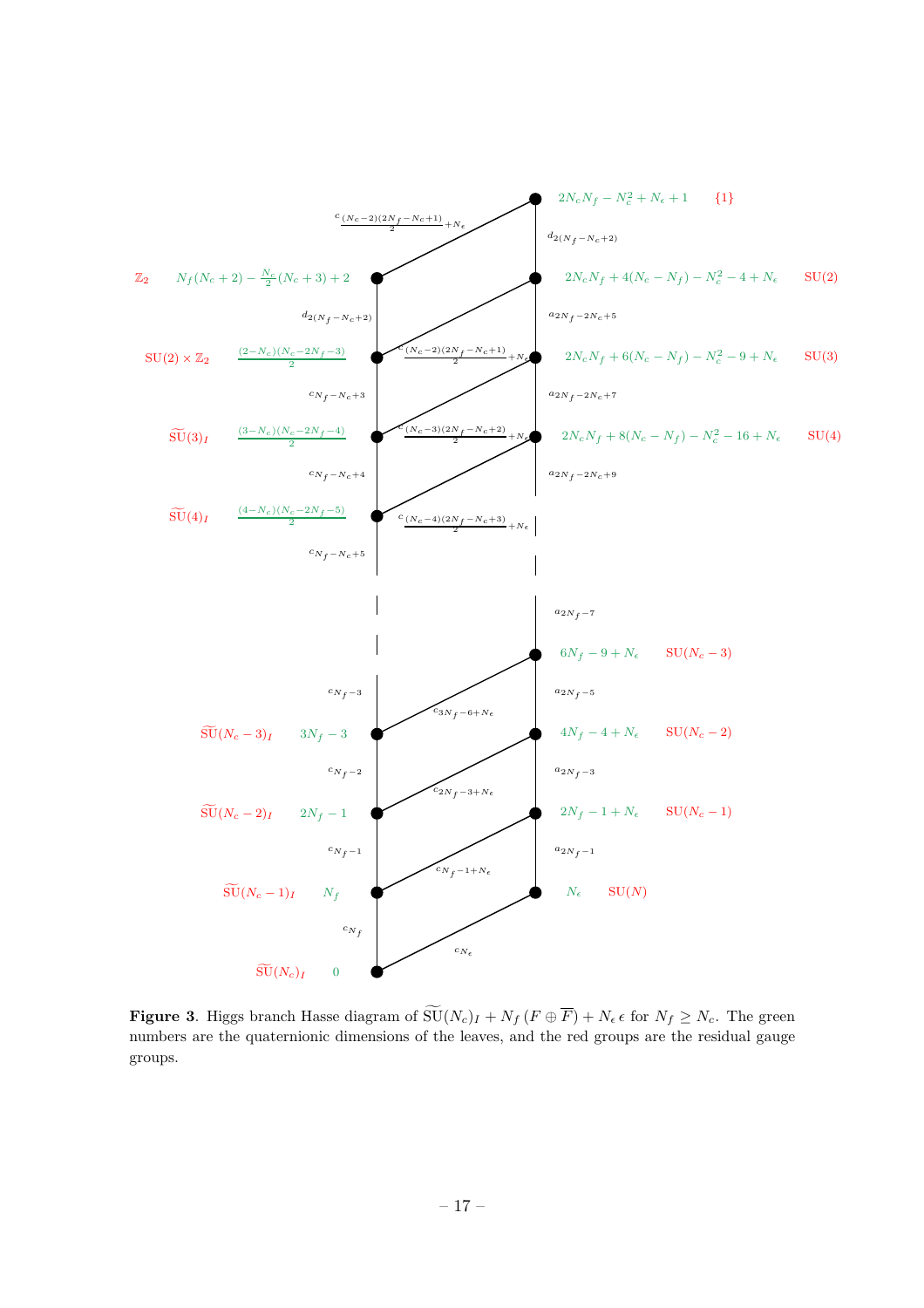**Figure 3**. Higgs branch Hasse diagram of $\widetilde{\mathrm{SU}}(N_c)_I + N_f\,(F \oplus \overline{F}) + N_\epsilon\,\epsilon$ for $N_f \geq N_c$. The green numbers are the quaternionic dimensions of the leaves, and the red groups are the residual gauge groups.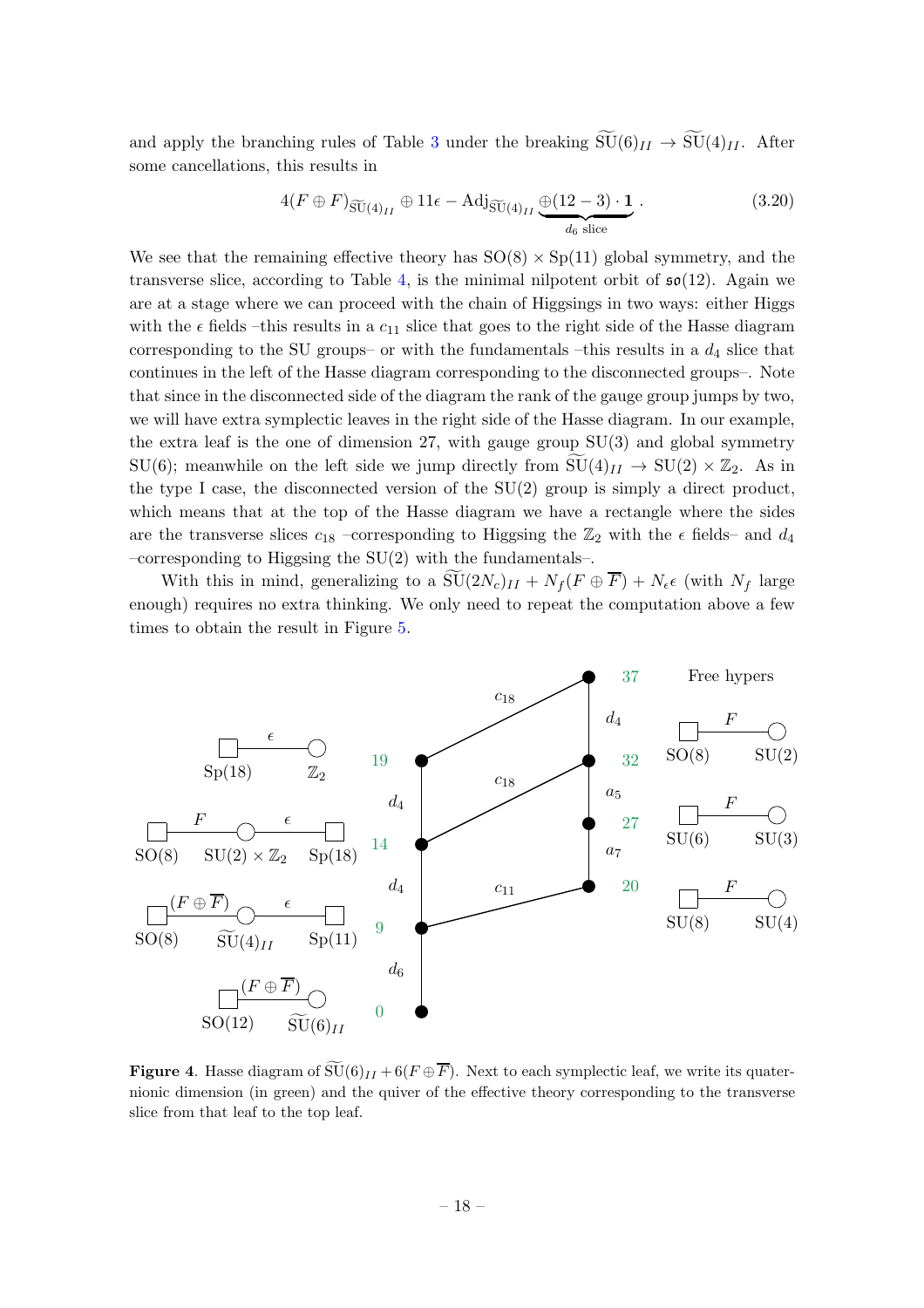and apply the branching rules of Table 3 under the breaking $\widetilde{\text{SU}}(6)_{II} \to \widetilde{\text{SU}}(4)_{II}$. After some cancellations, this results in

$$4(F \oplus F)_{\widetilde{\text{SU}}(4)_{II}} \oplus 11\epsilon - \text{Adj}_{\widetilde{\text{SU}}(4)_{II}} \underbrace{\oplus (12-3)\cdot \mathbf{1}}_{d_6 \text{ slice}} . \tag{3.20}$$

We see that the remaining effective theory has $\text{SO}(8) \times \text{Sp}(11)$ global symmetry, and the transverse slice, according to Table 4, is the minimal nilpotent orbit of $\mathfrak{so}(12)$. Again we are at a stage where we can proceed with the chain of Higgsings in two ways: either Higgs with the $\epsilon$ fields –this results in a $c_{11}$ slice that goes to the right side of the Hasse diagram corresponding to the SU groups– or with the fundamentals –this results in a $d_4$ slice that continues in the left of the Hasse diagram corresponding to the disconnected groups–. Note that since in the disconnected side of the diagram the rank of the gauge group jumps by two, we will have extra symplectic leaves in the right side of the Hasse diagram. In our example, the extra leaf is the one of dimension 27, with gauge group SU(3) and global symmetry SU(6); meanwhile on the left side we jump directly from $\widetilde{\text{SU}}(4)_{II} \to \text{SU}(2) \times \mathbb{Z}_2$. As in the type I case, the disconnected version of the SU(2) group is simply a direct product, which means that at the top of the Hasse diagram we have a rectangle where the sides are the transverse slices $c_{18}$ –corresponding to Higgsing the $\mathbb{Z}_2$ with the $\epsilon$ fields– and $d_4$ –corresponding to Higgsing the SU(2) with the fundamentals–.

With this in mind, generalizing to a $\widetilde{\text{SU}}(2N_c)_{II} + N_f(F \oplus \overline{F}) + N_\epsilon \epsilon$ (with $N_f$ large enough) requires no extra thinking. We only need to repeat the computation above a few times to obtain the result in Figure 5.

**Figure 4**. Hasse diagram of $\widetilde{\text{SU}}(6)_{II} + 6(F \oplus \overline{F})$. Next to each symplectic leaf, we write its quaternionic dimension (in green) and the quiver of the effective theory corresponding to the transverse slice from that leaf to the top leaf.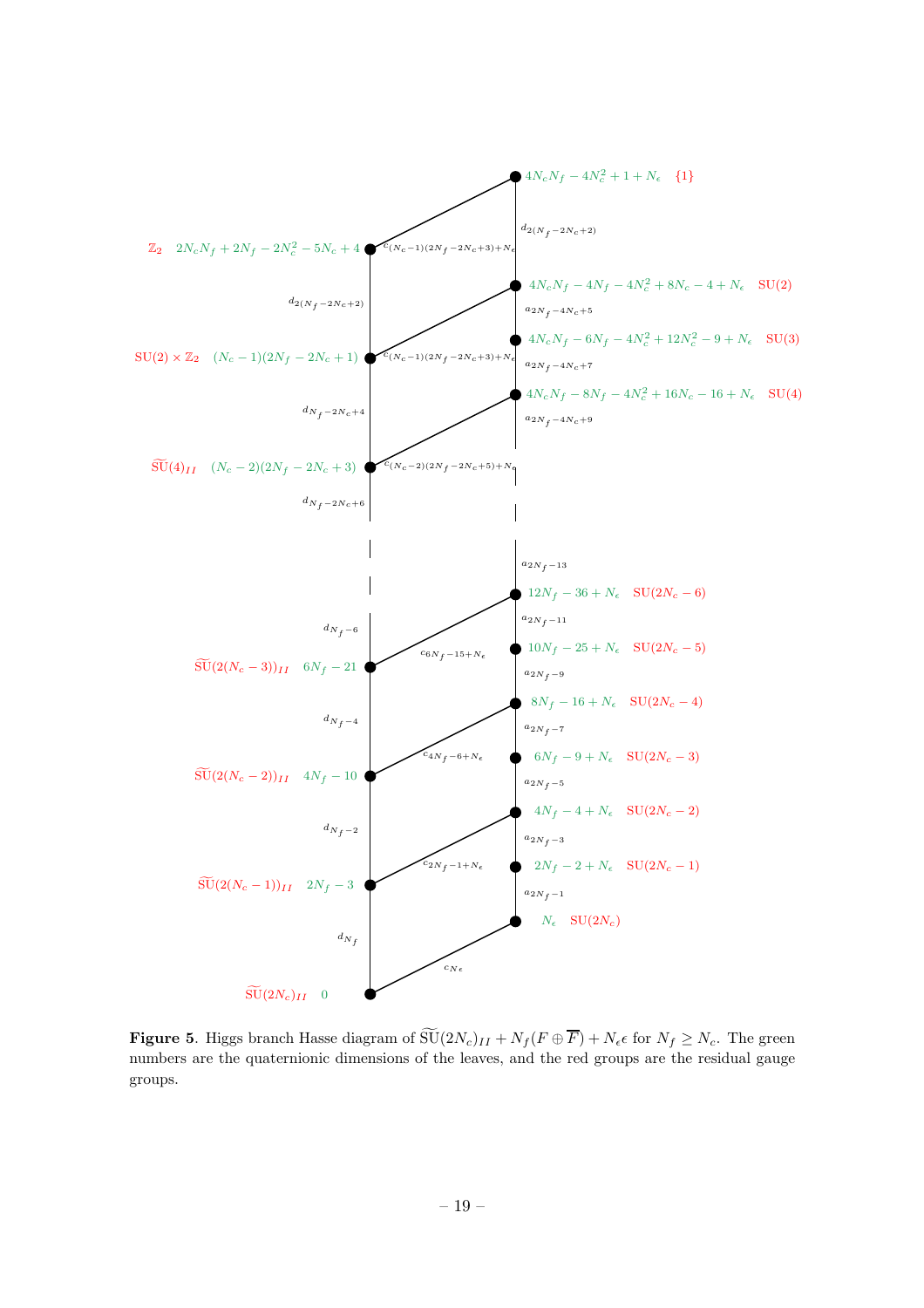**Figure 5**. Higgs branch Hasse diagram of $\widetilde{\mathrm{SU}}(2N_c)_{II} + N_f(F \oplus \overline{F}) + N_\epsilon \epsilon$ for $N_f \geq N_c$. The green numbers are the quaternionic dimensions of the leaves, and the red groups are the residual gauge groups.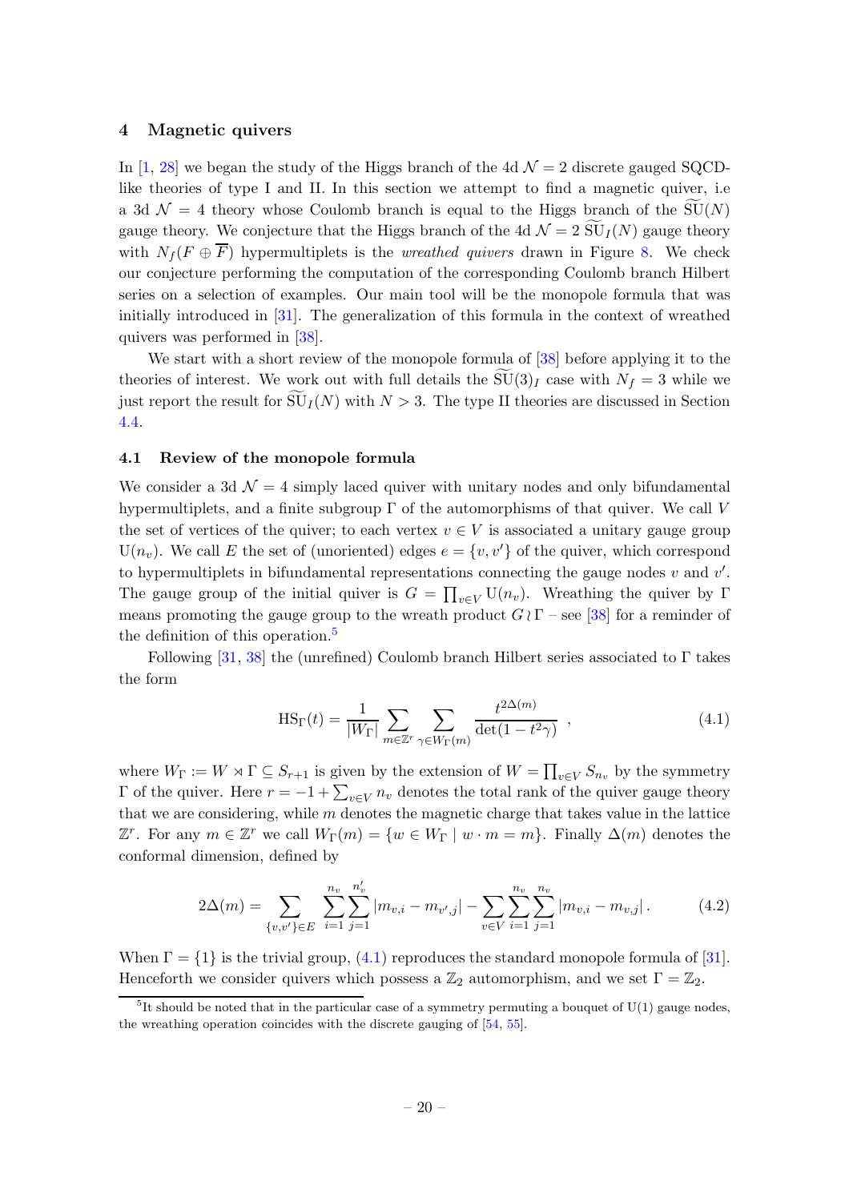## 4 Magnetic quivers

In [1, 28] we began the study of the Higgs branch of the 4d $\mathcal{N}=2$ discrete gauged SQCD-like theories of type I and II. In this section we attempt to find a magnetic quiver, i.e a 3d $\mathcal{N}=4$ theory whose Coulomb branch is equal to the Higgs branch of the $\widetilde{\mathrm{SU}}(N)$ gauge theory. We conjecture that the Higgs branch of the 4d $\mathcal{N}=2$ $\widetilde{\mathrm{SU}}_I(N)$ gauge theory with $N_f(F \oplus \overline{F})$ hypermultiplets is the *wreathed quivers* drawn in Figure 8. We check our conjecture performing the computation of the corresponding Coulomb branch Hilbert series on a selection of examples. Our main tool will be the monopole formula that was initially introduced in [31]. The generalization of this formula in the context of wreathed quivers was performed in [38].

We start with a short review of the monopole formula of [38] before applying it to the theories of interest. We work out with full details the $\widetilde{\mathrm{SU}}(3)_I$ case with $N_f = 3$ while we just report the result for $\widetilde{\mathrm{SU}}_I(N)$ with $N > 3$. The type II theories are discussed in Section 4.4.

### 4.1 Review of the monopole formula

We consider a 3d $\mathcal{N}=4$ simply laced quiver with unitary nodes and only bifundamental hypermultiplets, and a finite subgroup $\Gamma$ of the automorphisms of that quiver. We call $V$ the set of vertices of the quiver; to each vertex $v \in V$ is associated a unitary gauge group $\mathrm{U}(n_v)$. We call $E$ the set of (unoriented) edges $e = \{v, v'\}$ of the quiver, which correspond to hypermultiplets in bifundamental representations connecting the gauge nodes $v$ and $v'$. The gauge group of the initial quiver is $G = \prod_{v \in V} \mathrm{U}(n_v)$. Wreathing the quiver by $\Gamma$ means promoting the gauge group to the wreath product $G \wr \Gamma$ – see [38] for a reminder of the definition of this operation.[5]

Following [31, 38] the (unrefined) Coulomb branch Hilbert series associated to $\Gamma$ takes the form

$$\mathrm{HS}_\Gamma(t) = \frac{1}{|W_\Gamma|} \sum_{m \in \mathbb{Z}^r} \sum_{\gamma \in W_\Gamma(m)} \frac{t^{2\Delta(m)}}{\det(1 - t^2 \gamma)} \ , \tag{4.1}$$

where $W_\Gamma := W \rtimes \Gamma \subseteq S_{r+1}$ is given by the extension of $W = \prod_{v \in V} S_{n_v}$ by the symmetry $\Gamma$ of the quiver. Here $r = -1 + \sum_{v \in V} n_v$ denotes the total rank of the quiver gauge theory that we are considering, while $m$ denotes the magnetic charge that takes value in the lattice $\mathbb{Z}^r$. For any $m \in \mathbb{Z}^r$ we call $W_\Gamma(m) = \{w \in W_\Gamma \mid w \cdot m = m\}$. Finally $\Delta(m)$ denotes the conformal dimension, defined by

$$2\Delta(m) = \sum_{\{v,v'\} \in E} \sum_{i=1}^{n_v} \sum_{j=1}^{n'_v} |m_{v,i} - m_{v',j}| - \sum_{v \in V} \sum_{i=1}^{n_v} \sum_{j=1}^{n_v} |m_{v,i} - m_{v,j}| \, . \tag{4.2}$$

When $\Gamma = \{1\}$ is the trivial group, (4.1) reproduces the standard monopole formula of [31]. Henceforth we consider quivers which possess a $\mathbb{Z}_2$ automorphism, and we set $\Gamma = \mathbb{Z}_2$.

[5] It should be noted that in the particular case of a symmetry permuting a bouquet of U(1) gauge nodes, the wreathing operation coincides with the discrete gauging of [54, 55].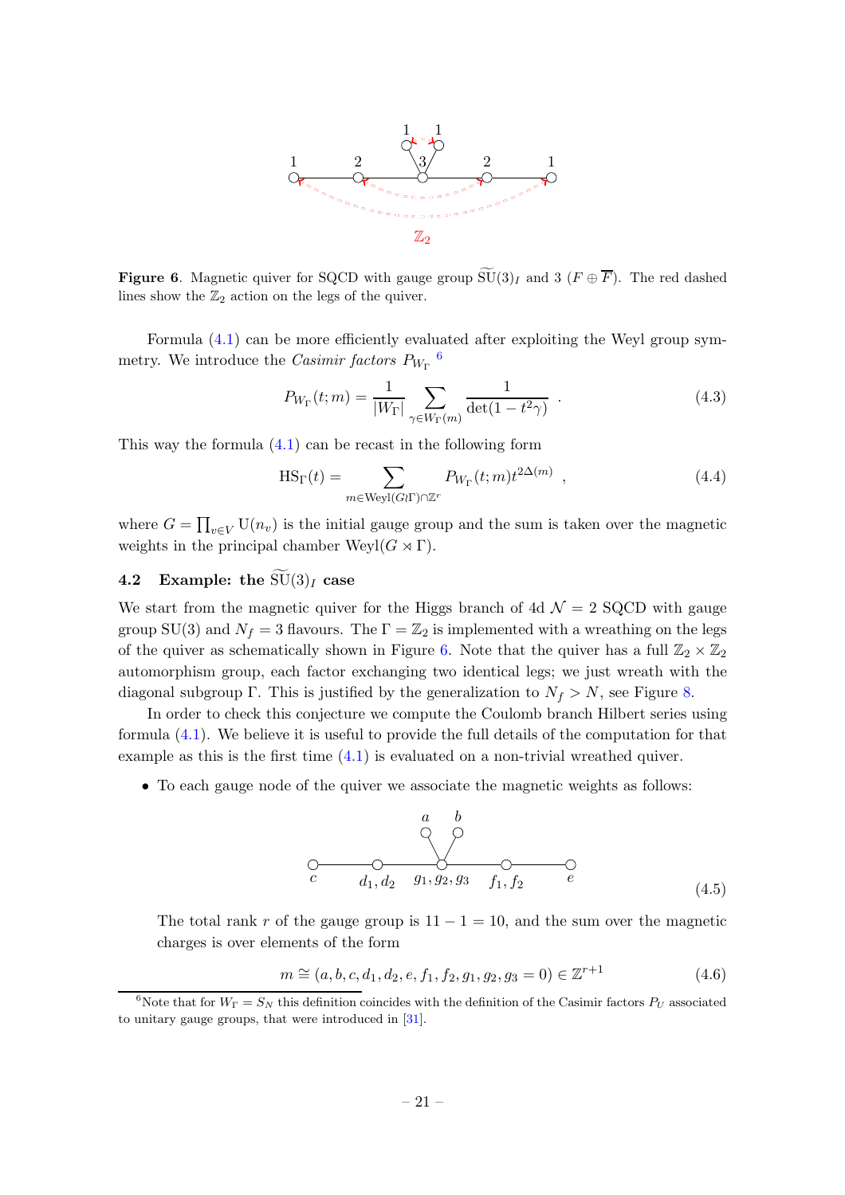**Figure 6**. Magnetic quiver for SQCD with gauge group $\widetilde{\mathrm{SU}}(3)_I$ and 3 $(F \oplus \overline{F})$. The red dashed lines show the $\mathbb{Z}_2$ action on the legs of the quiver.

Formula (4.1) can be more efficiently evaluated after exploiting the Weyl group symmetry. We introduce the *Casimir factors* $P_{W_\Gamma}$ [6]

$$P_{W_\Gamma}(t;m) = \frac{1}{|W_\Gamma|} \sum_{\gamma \in W_\Gamma(m)} \frac{1}{\det(1 - t^2 \gamma)} \ . \tag{4.3}$$

This way the formula (4.1) can be recast in the following form

$$\mathrm{HS}_\Gamma(t) = \sum_{m \in \mathrm{Weyl}(G \wr \Gamma) \cap \mathbb{Z}^r} P_{W_\Gamma}(t;m) t^{2\Delta(m)} \ , \tag{4.4}$$

where $G = \prod_{v \in V} \mathrm{U}(n_v)$ is the initial gauge group and the sum is taken over the magnetic weights in the principal chamber $\mathrm{Weyl}(G \rtimes \Gamma)$.

### 4.2 Example: the $\widetilde{\mathrm{SU}}(3)_I$ case

We start from the magnetic quiver for the Higgs branch of 4d $\mathcal{N} = 2$ SQCD with gauge group SU(3) and $N_f = 3$ flavours. The $\Gamma = \mathbb{Z}_2$ is implemented with a wreathing on the legs of the quiver as schematically shown in Figure 6. Note that the quiver has a full $\mathbb{Z}_2 \times \mathbb{Z}_2$ automorphism group, each factor exchanging two identical legs; we just wreath with the diagonal subgroup $\Gamma$. This is justified by the generalization to $N_f > N$, see Figure 8.

In order to check this conjecture we compute the Coulomb branch Hilbert series using formula (4.1). We believe it is useful to provide the full details of the computation for that example as this is the first time (4.1) is evaluated on a non-trivial wreathed quiver.

- To each gauge node of the quiver we associate the magnetic weights as follows:

$$\text{(quiver: } c - d_1,d_2 - g_1,g_2,g_3 - f_1,f_2 - e \text{, with } a, b \text{ attached to } g_1,g_2,g_3) \tag{4.5}$$

  The total rank $r$ of the gauge group is $11 - 1 = 10$, and the sum over the magnetic charges is over elements of the form

$$m \cong (a, b, c, d_1, d_2, e, f_1, f_2, g_1, g_2, g_3 = 0) \in \mathbb{Z}^{r+1} \tag{4.6}$$

[6] Note that for $W_\Gamma = S_N$ this definition coincides with the definition of the Casimir factors $P_U$ associated to unitary gauge groups, that were introduced in [31].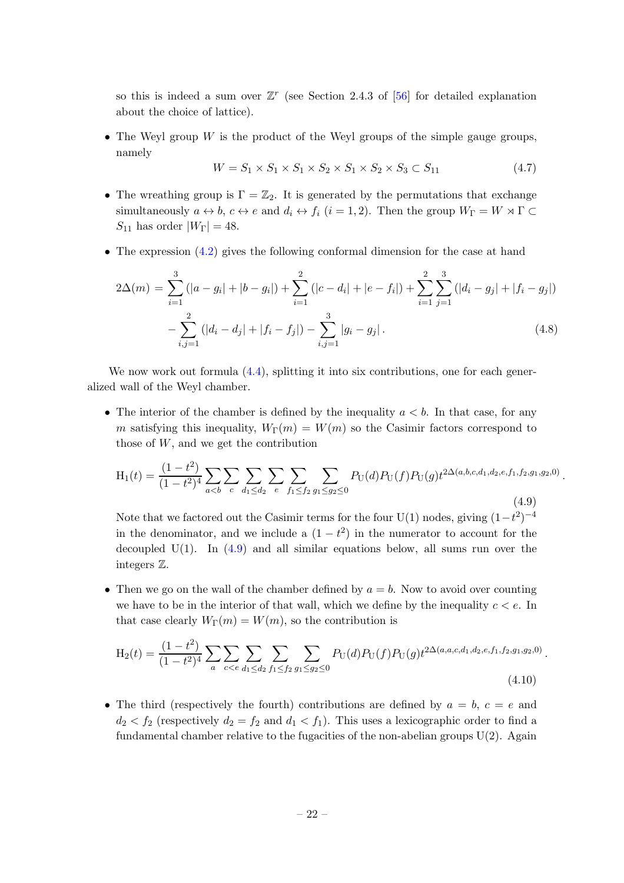so this is indeed a sum over $\mathbb{Z}^r$ (see Section 2.4.3 of [56] for detailed explanation about the choice of lattice).

- The Weyl group $W$ is the product of the Weyl groups of the simple gauge groups, namely

$$W = S_1 \times S_1 \times S_1 \times S_2 \times S_1 \times S_2 \times S_3 \subset S_{11} \tag{4.7}$$

- The wreathing group is $\Gamma = \mathbb{Z}_2$. It is generated by the permutations that exchange simultaneously $a \leftrightarrow b$, $c \leftrightarrow e$ and $d_i \leftrightarrow f_i$ ($i = 1, 2$). Then the group $W_\Gamma = W \rtimes \Gamma \subset S_{11}$ has order $|W_\Gamma| = 48$.

- The expression (4.2) gives the following conformal dimension for the case at hand

$$\begin{aligned}2\Delta(m) = &\sum_{i=1}^{3}(|a-g_i| + |b-g_i|) + \sum_{i=1}^{2}(|c-d_i| + |e-f_i|) + \sum_{i=1}^{2}\sum_{j=1}^{3}(|d_i-g_j| + |f_i-g_j|) \\ &- \sum_{i,j=1}^{2}(|d_i-d_j| + |f_i-f_j|) - \sum_{i,j=1}^{3}|g_i-g_j| \,. \end{aligned} \tag{4.8}$$

We now work out formula (4.4), splitting it into six contributions, one for each generalized wall of the Weyl chamber.

- The interior of the chamber is defined by the inequality $a < b$. In that case, for any $m$ satisfying this inequality, $W_\Gamma(m) = W(m)$ so the Casimir factors correspond to those of $W$, and we get the contribution

$$\mathrm{H}_1(t) = \frac{(1-t^2)}{(1-t^2)^4}\sum_{a<b}\sum_{c}\sum_{d_1\leq d_2}\sum_{e}\sum_{f_1\leq f_2}\sum_{g_1\leq g_2\leq 0} P_{\mathrm{U}}(d)P_{\mathrm{U}}(f)P_{\mathrm{U}}(g)t^{2\Delta(a,b,c,d_1,d_2,e,f_1,f_2,g_1,g_2,0)}\,. \tag{4.9}$$

Note that we factored out the Casimir terms for the four U(1) nodes, giving $(1-t^2)^{-4}$ in the denominator, and we include a $(1-t^2)$ in the numerator to account for the decoupled U(1). In (4.9) and all similar equations below, all sums run over the integers $\mathbb{Z}$.

- Then we go on the wall of the chamber defined by $a = b$. Now to avoid over counting we have to be in the interior of that wall, which we define by the inequality $c < e$. In that case clearly $W_\Gamma(m) = W(m)$, so the contribution is

$$\mathrm{H}_2(t) = \frac{(1-t^2)}{(1-t^2)^4}\sum_{a}\sum_{c<e}\sum_{d_1\leq d_2}\sum_{f_1\leq f_2}\sum_{g_1\leq g_2\leq 0} P_{\mathrm{U}}(d)P_{\mathrm{U}}(f)P_{\mathrm{U}}(g)t^{2\Delta(a,a,c,d_1,d_2,e,f_1,f_2,g_1,g_2,0)}\,. \tag{4.10}$$

- The third (respectively the fourth) contributions are defined by $a = b$, $c = e$ and $d_2 < f_2$ (respectively $d_2 = f_2$ and $d_1 < f_1$). This uses a lexicographic order to find a fundamental chamber relative to the fugacities of the non-abelian groups U(2). Again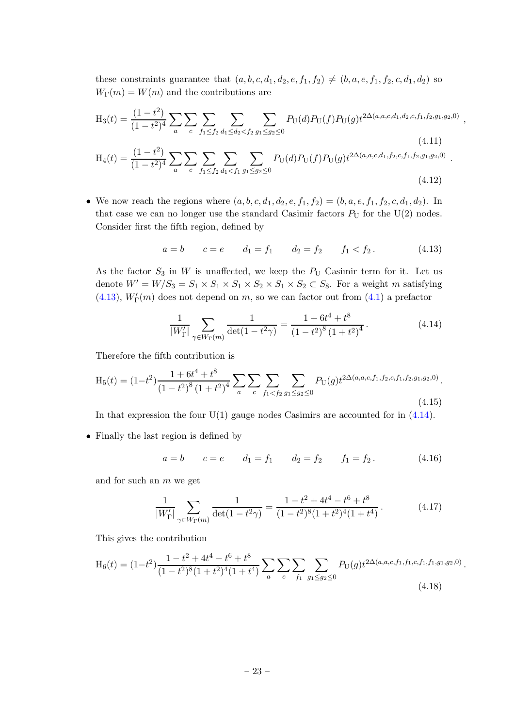these constraints guarantee that $(a,b,c,d_1,d_2,e,f_1,f_2) \neq (b,a,e,f_1,f_2,c,d_1,d_2)$ so $W_\Gamma(m) = W(m)$ and the contributions are

$$\mathrm{H}_3(t) = \frac{(1-t^2)}{(1-t^2)^4} \sum_a \sum_c \sum_{f_1 \leq f_2} \sum_{d_1 \leq d_2 < f_2} \sum_{g_1 \leq g_2 \leq 0} P_{\mathrm{U}}(d) P_{\mathrm{U}}(f) P_{\mathrm{U}}(g) t^{2\Delta(a,a,c,d_1,d_2,c,f_1,f_2,g_1,g_2,0)} , \tag{4.11}$$

$$\mathrm{H}_4(t) = \frac{(1-t^2)}{(1-t^2)^4} \sum_a \sum_c \sum_{f_1 \leq f_2} \sum_{d_1 < f_1} \sum_{g_1 \leq g_2 \leq 0} P_{\mathrm{U}}(d) P_{\mathrm{U}}(f) P_{\mathrm{U}}(g) t^{2\Delta(a,a,c,d_1,f_2,c,f_1,f_2,g_1,g_2,0)} . \tag{4.12}$$

- We now reach the regions where $(a,b,c,d_1,d_2,e,f_1,f_2) = (b,a,e,f_1,f_2,c,d_1,d_2)$. In that case we can no longer use the standard Casimir factors $P_{\mathrm{U}}$ for the U(2) nodes. Consider first the fifth region, defined by

$$a = b \qquad c = e \qquad d_1 = f_1 \qquad d_2 = f_2 \qquad f_1 < f_2 . \tag{4.13}$$

As the factor $S_3$ in $W$ is unaffected, we keep the $P_{\mathrm{U}}$ Casimir term for it. Let us denote $W' = W/S_3 = S_1 \times S_1 \times S_1 \times S_2 \times S_1 \times S_2 \subset S_8$. For a weight $m$ satisfying (4.13), $W'_\Gamma(m)$ does not depend on $m$, so we can factor out from (4.1) a prefactor

$$\frac{1}{|W'_\Gamma|} \sum_{\gamma \in W_\Gamma(m)} \frac{1}{\det(1-t^2\gamma)} = \frac{1+6t^4+t^8}{(1-t^2)^8 (1+t^2)^4} . \tag{4.14}$$

Therefore the fifth contribution is

$$\mathrm{H}_5(t) = (1-t^2) \frac{1+6t^4+t^8}{(1-t^2)^8 (1+t^2)^4} \sum_a \sum_c \sum_{f_1 < f_2} \sum_{g_1 \leq g_2 \leq 0} P_{\mathrm{U}}(g) t^{2\Delta(a,a,c,f_1,f_2,c,f_1,f_2,g_1,g_2,0)} . \tag{4.15}$$

In that expression the four U(1) gauge nodes Casimirs are accounted for in (4.14).

- Finally the last region is defined by

$$a = b \qquad c = e \qquad d_1 = f_1 \qquad d_2 = f_2 \qquad f_1 = f_2 . \tag{4.16}$$

and for such an $m$ we get

$$\frac{1}{|W'_\Gamma|} \sum_{\gamma \in W_\Gamma(m)} \frac{1}{\det(1-t^2\gamma)} = \frac{1-t^2+4t^4-t^6+t^8}{(1-t^2)^8 (1+t^2)^4 (1+t^4)} . \tag{4.17}$$

This gives the contribution

$$\mathrm{H}_6(t) = (1-t^2) \frac{1-t^2+4t^4-t^6+t^8}{(1-t^2)^8 (1+t^2)^4 (1+t^4)} \sum_a \sum_c \sum_{f_1} \sum_{g_1 \leq g_2 \leq 0} P_{\mathrm{U}}(g) t^{2\Delta(a,a,c,f_1,f_1,c,f_1,f_1,g_1,g_2,0)} . \tag{4.18}$$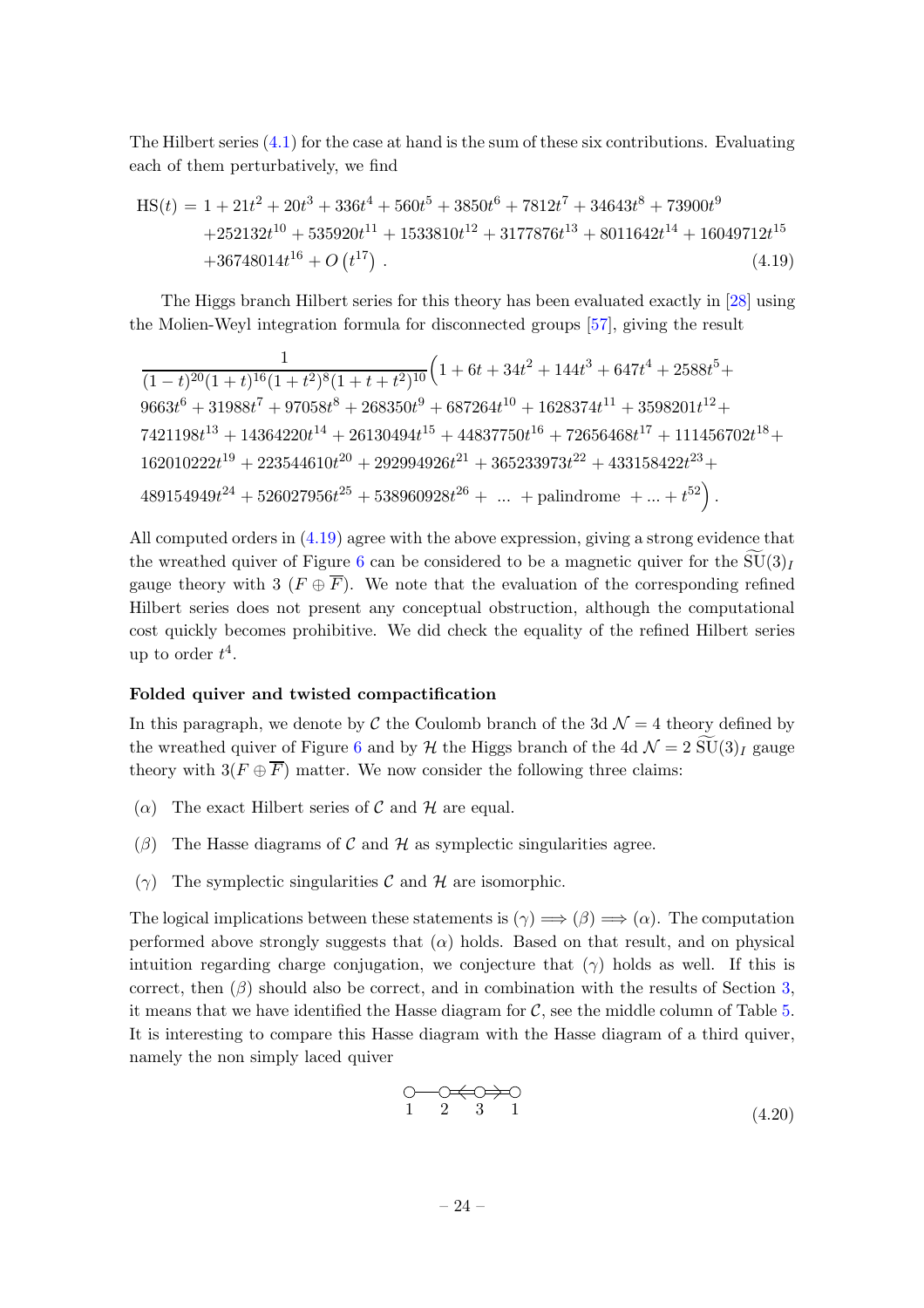The Hilbert series (4.1) for the case at hand is the sum of these six contributions. Evaluating each of them perturbatively, we find

$$
\begin{aligned}
\mathrm{HS}(t) = &\ 1 + 21t^2 + 20t^3 + 336t^4 + 560t^5 + 3850t^6 + 7812t^7 + 34643t^8 + 73900t^9 \\
&+ 252132t^{10} + 535920t^{11} + 1533810t^{12} + 3177876t^{13} + 8011642t^{14} + 16049712t^{15} \\
&+ 36748014t^{16} + O\left(t^{17}\right) .
\end{aligned} \tag{4.19}
$$

The Higgs branch Hilbert series for this theory has been evaluated exactly in [28] using the Molien-Weyl integration formula for disconnected groups [57], giving the result

$$
\begin{aligned}
&\frac{1}{(1-t)^{20}(1+t)^{16}(1+t^2)^8(1+t+t^2)^{10}} \Big( 1 + 6t + 34t^2 + 144t^3 + 647t^4 + 2588t^5 + \\
&9663t^6 + 31988t^7 + 97058t^8 + 268350t^9 + 687264t^{10} + 1628374t^{11} + 3598201t^{12} + \\
&7421198t^{13} + 14364220t^{14} + 26130494t^{15} + 44837750t^{16} + 72656468t^{17} + 111456702t^{18} + \\
&162010222t^{19} + 223544610t^{20} + 292994926t^{21} + 365233973t^{22} + 433158422t^{23} + \\
&489154949t^{24} + 526027956t^{25} + 538960928t^{26} + \ \dots\ + \text{palindrome } + \dots + t^{52} \Big) .
\end{aligned}
$$

All computed orders in (4.19) agree with the above expression, giving a strong evidence that the wreathed quiver of Figure 6 can be considered to be a magnetic quiver for the $\widetilde{\mathrm{SU}}(3)_I$ gauge theory with 3 $(F \oplus \overline{F})$. We note that the evaluation of the corresponding refined Hilbert series does not present any conceptual obstruction, although the computational cost quickly becomes prohibitive. We did check the equality of the refined Hilbert series up to order $t^4$.

**Folded quiver and twisted compactification**

In this paragraph, we denote by $\mathcal{C}$ the Coulomb branch of the 3d $\mathcal{N}=4$ theory defined by the wreathed quiver of Figure 6 and by $\mathcal{H}$ the Higgs branch of the 4d $\mathcal{N}=2$ $\widetilde{\mathrm{SU}}(3)_I$ gauge theory with $3(F \oplus \overline{F})$ matter. We now consider the following three claims:

- $(\alpha)$ The exact Hilbert series of $\mathcal{C}$ and $\mathcal{H}$ are equal.
- $(\beta)$ The Hasse diagrams of $\mathcal{C}$ and $\mathcal{H}$ as symplectic singularities agree.
- $(\gamma)$ The symplectic singularities $\mathcal{C}$ and $\mathcal{H}$ are isomorphic.

The logical implications between these statements is $(\gamma) \Longrightarrow (\beta) \Longrightarrow (\alpha)$. The computation performed above strongly suggests that $(\alpha)$ holds. Based on that result, and on physical intuition regarding charge conjugation, we conjecture that $(\gamma)$ holds as well. If this is correct, then $(\beta)$ should also be correct, and in combination with the results of Section 3, it means that we have identified the Hasse diagram for $\mathcal{C}$, see the middle column of Table 5. It is interesting to compare this Hasse diagram with the Hasse diagram of a third quiver, namely the non simply laced quiver

$$
\underset{1}{\bigcirc} - \underset{2}{\bigcirc} \Leftarrow \underset{3}{\bigcirc} \Rightarrow \underset{1}{\bigcirc} \tag{4.20}
$$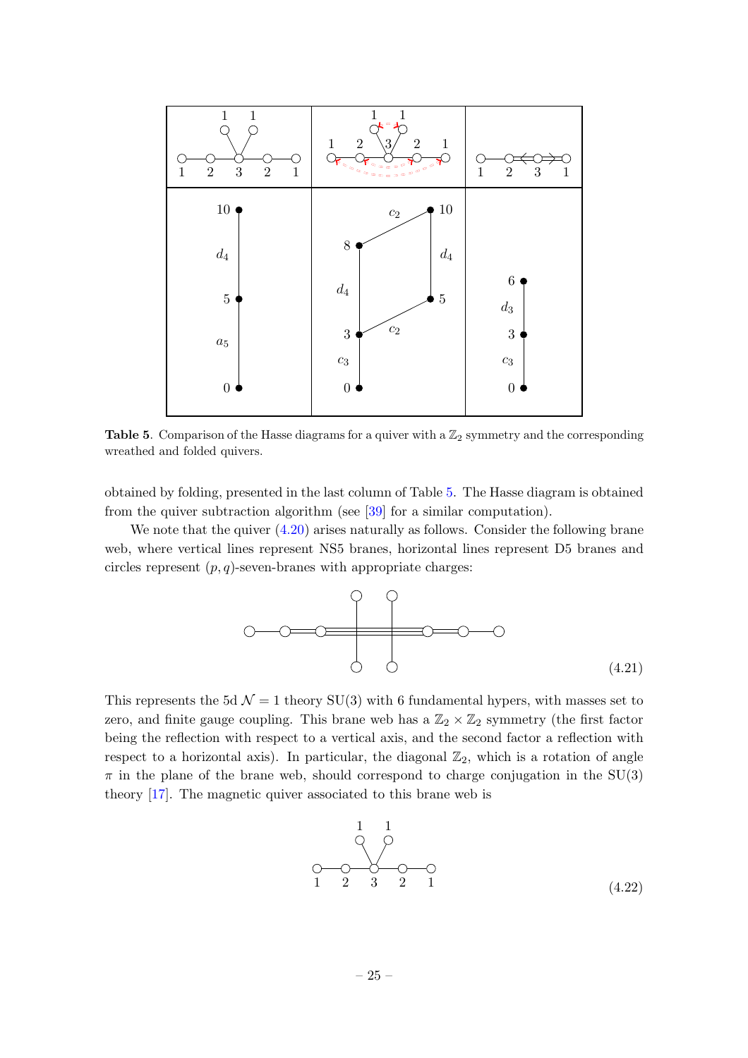Table 5. Comparison of the Hasse diagrams for a quiver with a $\mathbb{Z}_2$ symmetry and the corresponding wreathed and folded quivers.

obtained by folding, presented in the last column of Table 5. The Hasse diagram is obtained from the quiver subtraction algorithm (see [39] for a similar computation).

We note that the quiver (4.20) arises naturally as follows. Consider the following brane web, where vertical lines represent NS5 branes, horizontal lines represent D5 branes and circles represent $(p, q)$-seven-branes with appropriate charges:

(4.21)

This represents the 5d $\mathcal{N} = 1$ theory SU(3) with 6 fundamental hypers, with masses set to zero, and finite gauge coupling. This brane web has a $\mathbb{Z}_2 \times \mathbb{Z}_2$ symmetry (the first factor being the reflection with respect to a vertical axis, and the second factor a reflection with respect to a horizontal axis). In particular, the diagonal $\mathbb{Z}_2$, which is a rotation of angle $\pi$ in the plane of the brane web, should correspond to charge conjugation in the SU(3) theory [17]. The magnetic quiver associated to this brane web is

(4.22)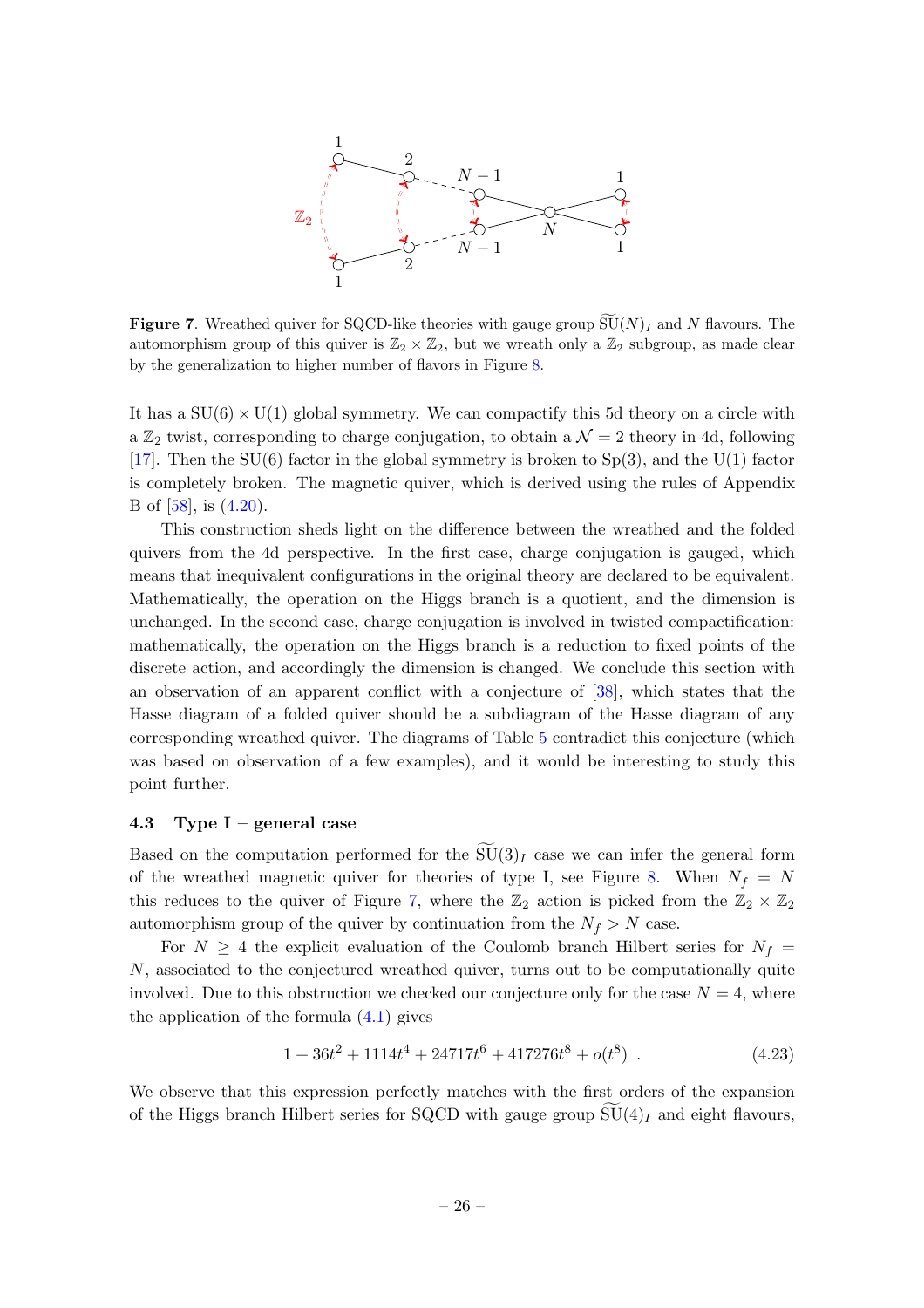**Figure 7**. Wreathed quiver for SQCD-like theories with gauge group $\widetilde{\mathrm{SU}}(N)_I$ and $N$ flavours. The automorphism group of this quiver is $\mathbb{Z}_2 \times \mathbb{Z}_2$, but we wreath only a $\mathbb{Z}_2$ subgroup, as made clear by the generalization to higher number of flavors in Figure 8.

It has a $\mathrm{SU}(6) \times \mathrm{U}(1)$ global symmetry. We can compactify this 5d theory on a circle with a $\mathbb{Z}_2$ twist, corresponding to charge conjugation, to obtain a $\mathcal{N} = 2$ theory in 4d, following [17]. Then the $\mathrm{SU}(6)$ factor in the global symmetry is broken to $\mathrm{Sp}(3)$, and the $\mathrm{U}(1)$ factor is completely broken. The magnetic quiver, which is derived using the rules of Appendix B of [58], is (4.20).

This construction sheds light on the difference between the wreathed and the folded quivers from the 4d perspective. In the first case, charge conjugation is gauged, which means that inequivalent configurations in the original theory are declared to be equivalent. Mathematically, the operation on the Higgs branch is a quotient, and the dimension is unchanged. In the second case, charge conjugation is involved in twisted compactification: mathematically, the operation on the Higgs branch is a reduction to fixed points of the discrete action, and accordingly the dimension is changed. We conclude this section with an observation of an apparent conflict with a conjecture of [38], which states that the Hasse diagram of a folded quiver should be a subdiagram of the Hasse diagram of any corresponding wreathed quiver. The diagrams of Table 5 contradict this conjecture (which was based on observation of a few examples), and it would be interesting to study this point further.

### 4.3 Type I – general case

Based on the computation performed for the $\widetilde{\mathrm{SU}}(3)_I$ case we can infer the general form of the wreathed magnetic quiver for theories of type I, see Figure 8. When $N_f = N$ this reduces to the quiver of Figure 7, where the $\mathbb{Z}_2$ action is picked from the $\mathbb{Z}_2 \times \mathbb{Z}_2$ automorphism group of the quiver by continuation from the $N_f > N$ case.

For $N \geq 4$ the explicit evaluation of the Coulomb branch Hilbert series for $N_f = N$, associated to the conjectured wreathed quiver, turns out to be computationally quite involved. Due to this obstruction we checked our conjecture only for the case $N = 4$, where the application of the formula (4.1) gives

$$1 + 36t^2 + 1114t^4 + 24717t^6 + 417276t^8 + o(t^8) \ . \tag{4.23}$$

We observe that this expression perfectly matches with the first orders of the expansion of the Higgs branch Hilbert series for SQCD with gauge group $\widetilde{\mathrm{SU}}(4)_I$ and eight flavours,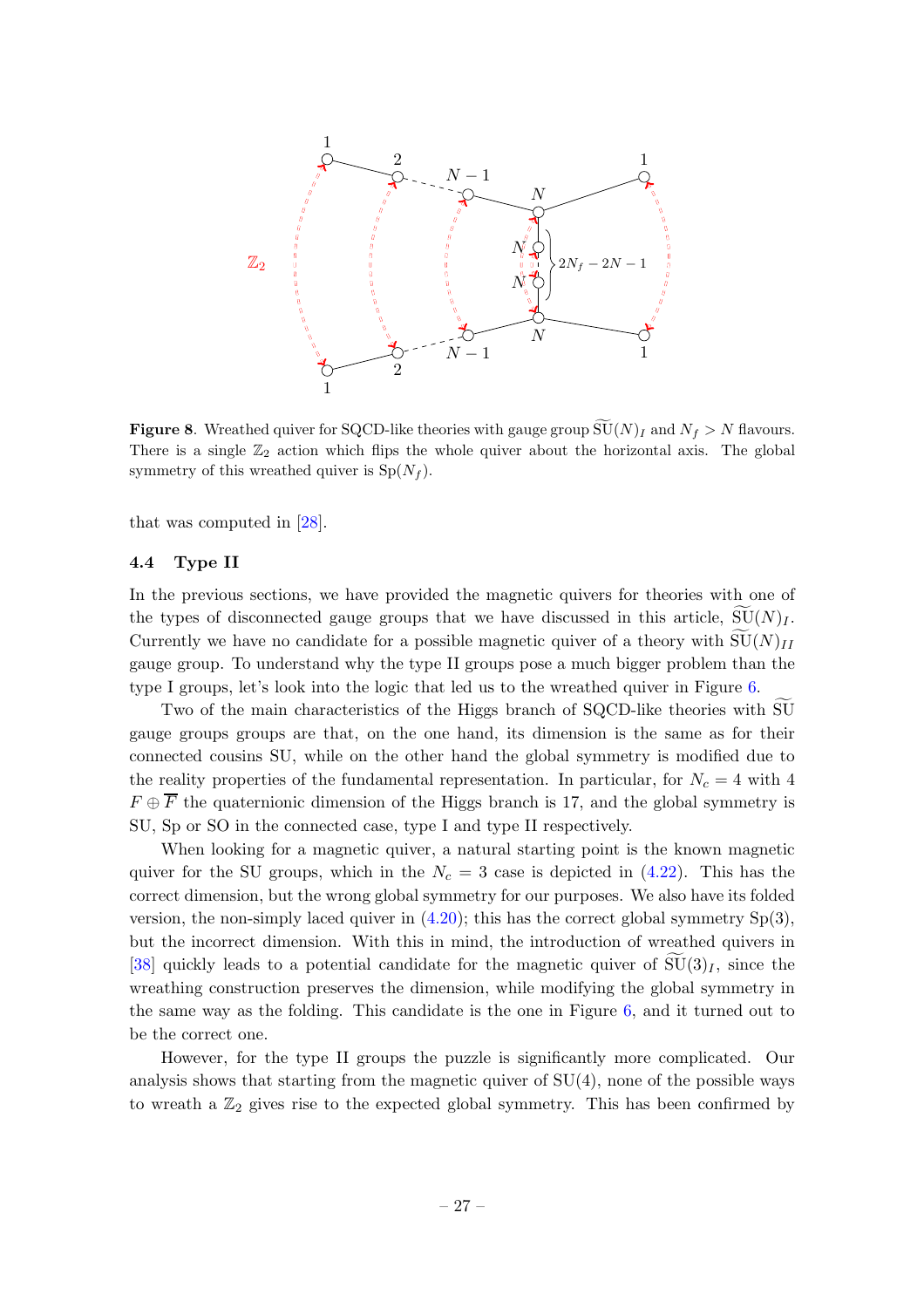**Figure 8**. Wreathed quiver for SQCD-like theories with gauge group $\widetilde{\mathrm{SU}}(N)_I$ and $N_f > N$ flavours. There is a single $\mathbb{Z}_2$ action which flips the whole quiver about the horizontal axis. The global symmetry of this wreathed quiver is $\mathrm{Sp}(N_f)$.

that was computed in [28].

### 4.4 Type II

In the previous sections, we have provided the magnetic quivers for theories with one of the types of disconnected gauge groups that we have discussed in this article, $\widetilde{\mathrm{SU}}(N)_I$. Currently we have no candidate for a possible magnetic quiver of a theory with $\widetilde{\mathrm{SU}}(N)_{II}$ gauge group. To understand why the type II groups pose a much bigger problem than the type I groups, let's look into the logic that led us to the wreathed quiver in Figure 6.

Two of the main characteristics of the Higgs branch of SQCD-like theories with $\widetilde{\mathrm{SU}}$ gauge groups groups are that, on the one hand, its dimension is the same as for their connected cousins SU, while on the other hand the global symmetry is modified due to the reality properties of the fundamental representation. In particular, for $N_c = 4$ with 4 $F \oplus \overline{F}$ the quaternionic dimension of the Higgs branch is 17, and the global symmetry is SU, Sp or SO in the connected case, type I and type II respectively.

When looking for a magnetic quiver, a natural starting point is the known magnetic quiver for the SU groups, which in the $N_c = 3$ case is depicted in (4.22). This has the correct dimension, but the wrong global symmetry for our purposes. We also have its folded version, the non-simply laced quiver in (4.20); this has the correct global symmetry $\mathrm{Sp}(3)$, but the incorrect dimension. With this in mind, the introduction of wreathed quivers in [38] quickly leads to a potential candidate for the magnetic quiver of $\widetilde{\mathrm{SU}}(3)_I$, since the wreathing construction preserves the dimension, while modifying the global symmetry in the same way as the folding. This candidate is the one in Figure 6, and it turned out to be the correct one.

However, for the type II groups the puzzle is significantly more complicated. Our analysis shows that starting from the magnetic quiver of $\mathrm{SU}(4)$, none of the possible ways to wreath a $\mathbb{Z}_2$ gives rise to the expected global symmetry. This has been confirmed by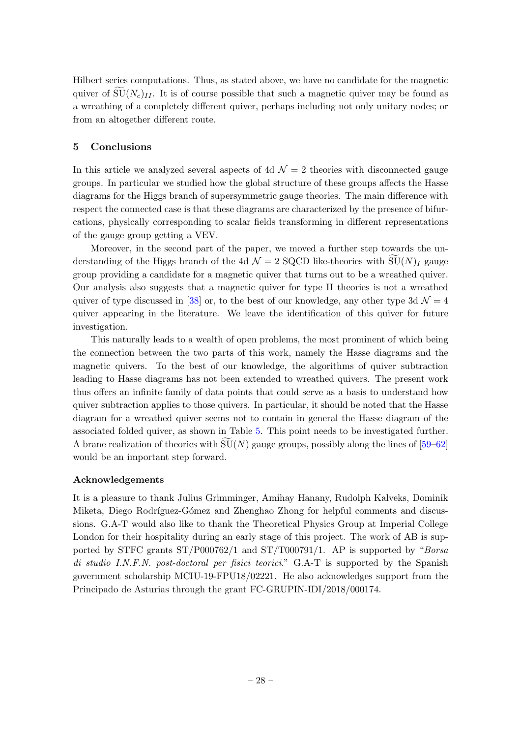Hilbert series computations. Thus, as stated above, we have no candidate for the magnetic quiver of $\widetilde{\mathrm{SU}}(N_c)_{II}$. It is of course possible that such a magnetic quiver may be found as a wreathing of a completely different quiver, perhaps including not only unitary nodes; or from an altogether different route.

## 5 Conclusions

In this article we analyzed several aspects of 4d $\mathcal{N}=2$ theories with disconnected gauge groups. In particular we studied how the global structure of these groups affects the Hasse diagrams for the Higgs branch of supersymmetric gauge theories. The main difference with respect the connected case is that these diagrams are characterized by the presence of bifurcations, physically corresponding to scalar fields transforming in different representations of the gauge group getting a VEV.

Moreover, in the second part of the paper, we moved a further step towards the understanding of the Higgs branch of the 4d $\mathcal{N}=2$ SQCD like-theories with $\widetilde{\mathrm{SU}}(N)_I$ gauge group providing a candidate for a magnetic quiver that turns out to be a wreathed quiver. Our analysis also suggests that a magnetic quiver for type II theories is not a wreathed quiver of type discussed in [38] or, to the best of our knowledge, any other type 3d $\mathcal{N}=4$ quiver appearing in the literature. We leave the identification of this quiver for future investigation.

This naturally leads to a wealth of open problems, the most prominent of which being the connection between the two parts of this work, namely the Hasse diagrams and the magnetic quivers. To the best of our knowledge, the algorithms of quiver subtraction leading to Hasse diagrams has not been extended to wreathed quivers. The present work thus offers an infinite family of data points that could serve as a basis to understand how quiver subtraction applies to those quivers. In particular, it should be noted that the Hasse diagram for a wreathed quiver seems not to contain in general the Hasse diagram of the associated folded quiver, as shown in Table 5. This point needs to be investigated further. A brane realization of theories with $\widetilde{\mathrm{SU}}(N)$ gauge groups, possibly along the lines of [59–62] would be an important step forward.

### Acknowledgements

It is a pleasure to thank Julius Grimminger, Amihay Hanany, Rudolph Kalveks, Dominik Miketa, Diego Rodríguez-Gómez and Zhenghao Zhong for helpful comments and discussions. G.A-T would also like to thank the Theoretical Physics Group at Imperial College London for their hospitality during an early stage of this project. The work of AB is supported by STFC grants ST/P000762/1 and ST/T000791/1. AP is supported by "*Borsa di studio I.N.F.N. post-doctoral per fisici teorici*." G.A-T is supported by the Spanish government scholarship MCIU-19-FPU18/02221. He also acknowledges support from the Principado de Asturias through the grant FC-GRUPIN-IDI/2018/000174.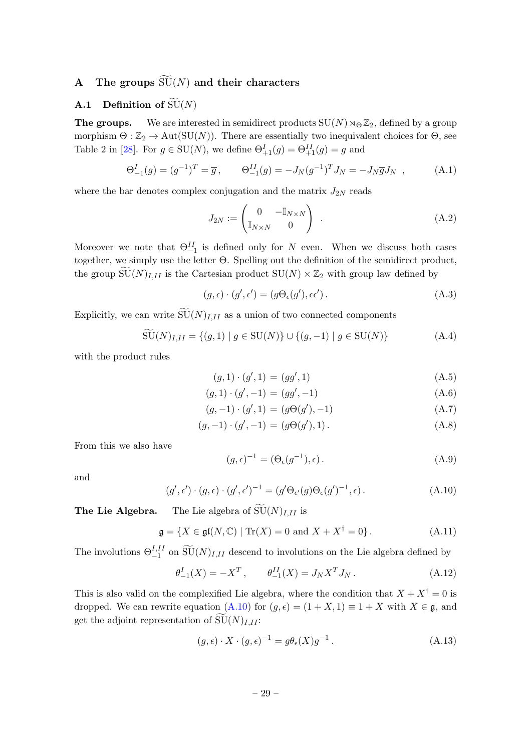# A The groups $\widetilde{\mathrm{SU}}(N)$ and their characters

## A.1 Definition of $\widetilde{\mathrm{SU}}(N)$

**The groups.** We are interested in semidirect products $\mathrm{SU}(N) \rtimes_\Theta \mathbb{Z}_2$, defined by a group morphism $\Theta : \mathbb{Z}_2 \to \mathrm{Aut}(\mathrm{SU}(N))$. There are essentially two inequivalent choices for $\Theta$, see Table 2 in [28]. For $g \in \mathrm{SU}(N)$, we define $\Theta^I_{+1}(g) = \Theta^{II}_{+1}(g) = g$ and

$$\Theta^I_{-1}(g) = (g^{-1})^T = \overline{g}\,, \qquad \Theta^{II}_{-1}(g) = -J_N (g^{-1})^T J_N = -J_N \overline{g} J_N \ , \tag{A.1}$$

where the bar denotes complex conjugation and the matrix $J_{2N}$ reads

$$J_{2N} := \begin{pmatrix} 0 & -\mathbb{I}_{N\times N} \\ \mathbb{I}_{N\times N} & 0 \end{pmatrix} \ . \tag{A.2}$$

Moreover we note that $\Theta^{II}_{-1}$ is defined only for $N$ even. When we discuss both cases together, we simply use the letter $\Theta$. Spelling out the definition of the semidirect product, the group $\widetilde{\mathrm{SU}}(N)_{I,II}$ is the Cartesian product $\mathrm{SU}(N) \times \mathbb{Z}_2$ with group law defined by

$$(g, \epsilon) \cdot (g', \epsilon') = (g \Theta_\epsilon(g'), \epsilon\epsilon')\,. \tag{A.3}$$

Explicitly, we can write $\widetilde{\mathrm{SU}}(N)_{I,II}$ as a union of two connected components

$$\widetilde{\mathrm{SU}}(N)_{I,II} = \{(g,1) \mid g \in \mathrm{SU}(N)\} \cup \{(g,-1) \mid g \in \mathrm{SU}(N)\} \tag{A.4}$$

with the product rules

$$(g,1)\cdot(g',1) = (gg',1) \tag{A.5}$$

$$(g,1)\cdot(g',-1) = (gg',-1) \tag{A.6}$$

$$(g,-1)\cdot(g',1) = (g\Theta(g'),-1) \tag{A.7}$$

$$(g,-1)\cdot(g',-1) = (g\Theta(g'),1)\,. \tag{A.8}$$

From this we also have

$$(g,\epsilon)^{-1} = (\Theta_\epsilon(g^{-1}),\epsilon)\,. \tag{A.9}$$

and

$$(g',\epsilon')\cdot(g,\epsilon)\cdot(g',\epsilon')^{-1} = (g'\Theta_{\epsilon'}(g)\Theta_\epsilon(g')^{-1},\epsilon)\,. \tag{A.10}$$

**The Lie Algebra.** The Lie algebra of $\widetilde{\mathrm{SU}}(N)_{I,II}$ is

$$\mathfrak{g} = \{X \in \mathfrak{gl}(N,\mathbb{C}) \mid \mathrm{Tr}(X) = 0 \text{ and } X + X^\dagger = 0\}\,. \tag{A.11}$$

The involutions $\Theta^{I,II}_{-1}$ on $\widetilde{\mathrm{SU}}(N)_{I,II}$ descend to involutions on the Lie algebra defined by

$$\theta^I_{-1}(X) = -X^T\,, \qquad \theta^{II}_{-1}(X) = J_N X^T J_N\,. \tag{A.12}$$

This is also valid on the complexified Lie algebra, where the condition that $X + X^\dagger = 0$ is dropped. We can rewrite equation (A.10) for $(g,\epsilon) = (1+X,1) \equiv 1+X$ with $X \in \mathfrak{g}$, and get the adjoint representation of $\widetilde{\mathrm{SU}}(N)_{I,II}$:

$$(g,\epsilon)\cdot X\cdot(g,\epsilon)^{-1} = g\theta_\epsilon(X)g^{-1}\,. \tag{A.13}$$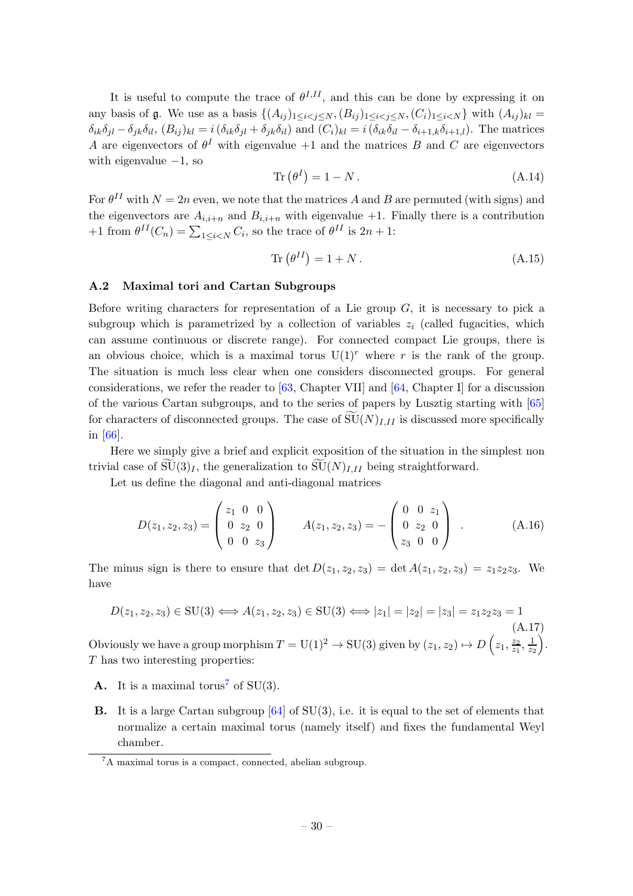It is useful to compute the trace of $\theta^{I,II}$, and this can be done by expressing it on any basis of $\mathfrak{g}$. We use as a basis $\{(A_{ij})_{1\leq i<j\leq N}, (B_{ij})_{1\leq i\leq j\leq N}, (C_i)_{1\leq i<N}\}$ with $(A_{ij})_{kl} = \delta_{ik}\delta_{jl} - \delta_{jk}\delta_{il}$, $(B_{ij})_{kl} = i\,(\delta_{ik}\delta_{jl} + \delta_{jk}\delta_{il})$ and $(C_i)_{kl} = i\,(\delta_{ik}\delta_{il} - \delta_{i+1,k}\delta_{i+1,l})$. The matrices $A$ are eigenvectors of $\theta^I$ with eigenvalue $+1$ and the matrices $B$ and $C$ are eigenvectors with eigenvalue $-1$, so

$$\mathrm{Tr}\left(\theta^I\right) = 1 - N\,. \tag{A.14}$$

For $\theta^{II}$ with $N = 2n$ even, we note that the matrices $A$ and $B$ are permuted (with signs) and the eigenvectors are $A_{i,i+n}$ and $B_{i,i+n}$ with eigenvalue $+1$. Finally there is a contribution $+1$ from $\theta^{II}(C_n) = \sum_{1\leq i<N} C_i$, so the trace of $\theta^{II}$ is $2n+1$:

$$\mathrm{Tr}\left(\theta^{II}\right) = 1 + N\,. \tag{A.15}$$

### A.2 Maximal tori and Cartan Subgroups

Before writing characters for representation of a Lie group $G$, it is necessary to pick a subgroup which is parametrized by a collection of variables $z_i$ (called fugacities, which can assume continuous or discrete range). For connected compact Lie groups, there is an obvious choice, which is a maximal torus $\mathrm{U}(1)^r$ where $r$ is the rank of the group. The situation is much less clear when one considers disconnected groups. For general considerations, we refer the reader to [63, Chapter VII] and [64, Chapter I] for a discussion of the various Cartan subgroups, and to the series of papers by Lusztig starting with [65] for characters of disconnected groups. The case of $\widetilde{\mathrm{SU}}(N)_{I,II}$ is discussed more specifically in [66].

Here we simply give a brief and explicit exposition of the situation in the simplest non trivial case of $\widetilde{\mathrm{SU}}(3)_I$, the generalization to $\widetilde{\mathrm{SU}}(N)_{I,II}$ being straightforward.

Let us define the diagonal and anti-diagonal matrices

$$D(z_1,z_2,z_3) = \begin{pmatrix} z_1 & 0 & 0 \\ 0 & z_2 & 0 \\ 0 & 0 & z_3 \end{pmatrix} \qquad A(z_1,z_2,z_3) = -\begin{pmatrix} 0 & 0 & z_1 \\ 0 & z_2 & 0 \\ z_3 & 0 & 0 \end{pmatrix} \quad . \tag{A.16}$$

The minus sign is there to ensure that $\det D(z_1,z_2,z_3) = \det A(z_1,z_2,z_3) = z_1z_2z_3$. We have

$$D(z_1,z_2,z_3) \in \mathrm{SU}(3) \Longleftrightarrow A(z_1,z_2,z_3) \in \mathrm{SU}(3) \Longleftrightarrow |z_1| = |z_2| = |z_3| = z_1z_2z_3 = 1 \tag{A.17}$$

Obviously we have a group morphism $T = \mathrm{U}(1)^2 \to \mathrm{SU}(3)$ given by $(z_1,z_2) \mapsto D\left(z_1, \frac{z_2}{z_1}, \frac{1}{z_2}\right)$. $T$ has two interesting properties:

- **A.** It is a maximal torus[7] of $\mathrm{SU}(3)$.
- **B.** It is a large Cartan subgroup [64] of $\mathrm{SU}(3)$, i.e. it is equal to the set of elements that normalize a certain maximal torus (namely itself) and fixes the fundamental Weyl chamber.

[7] A maximal torus is a compact, connected, abelian subgroup.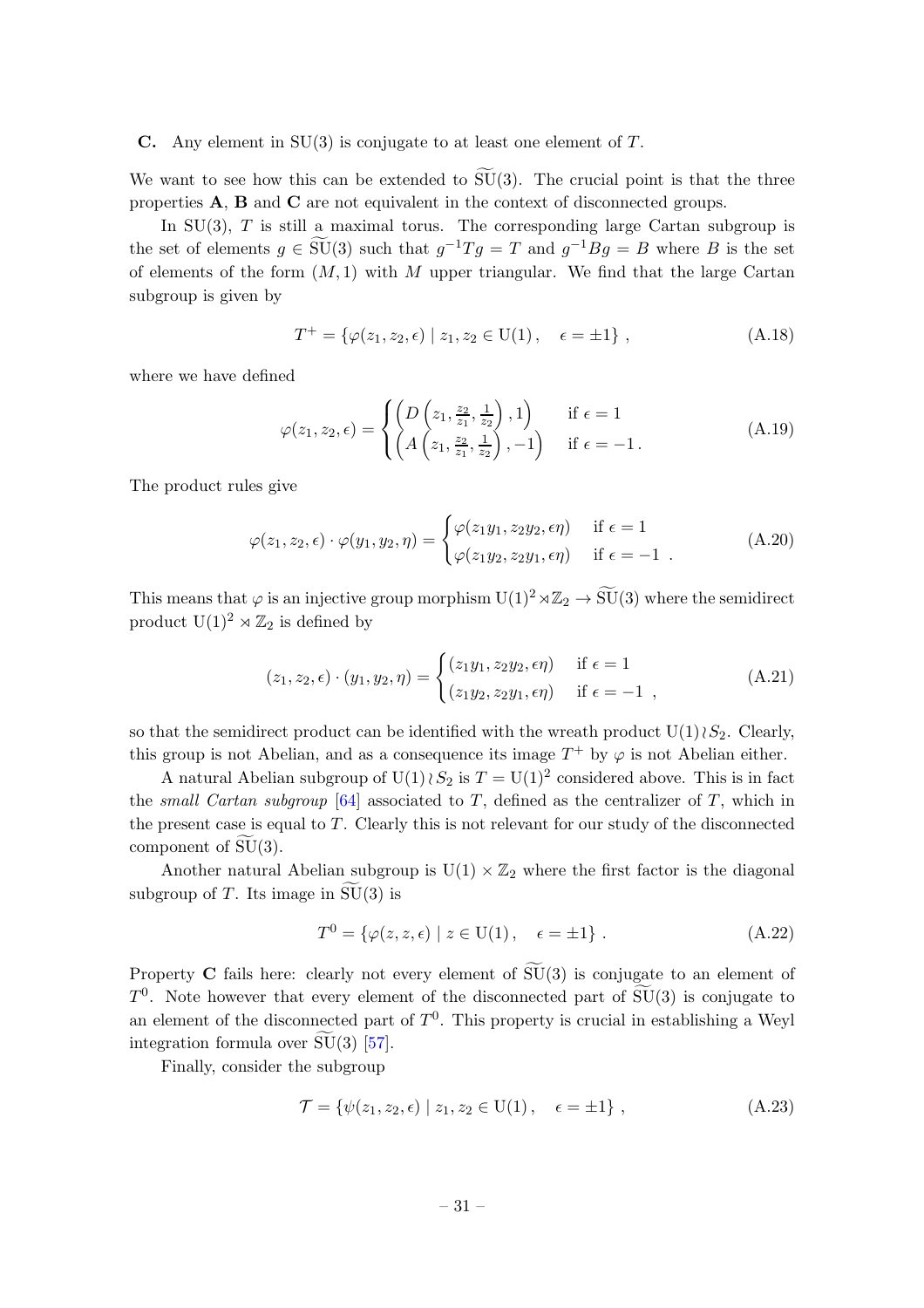**C.** Any element in SU(3) is conjugate to at least one element of $T$.

We want to see how this can be extended to $\widetilde{\mathrm{SU}}(3)$. The crucial point is that the three properties **A**, **B** and **C** are not equivalent in the context of disconnected groups.

In SU(3), $T$ is still a maximal torus. The corresponding large Cartan subgroup is the set of elements $g \in \widetilde{\mathrm{SU}}(3)$ such that $g^{-1}Tg = T$ and $g^{-1}Bg = B$ where $B$ is the set of elements of the form $(M, 1)$ with $M$ upper triangular. We find that the large Cartan subgroup is given by

$$T^{+} = \{\varphi(z_1, z_2, \epsilon) \mid z_1, z_2 \in \mathrm{U}(1)\,, \quad \epsilon = \pm 1\}\,, \tag{A.18}$$

where we have defined

$$\varphi(z_1, z_2, \epsilon) = \begin{cases} \left(D\left(z_1, \frac{z_2}{z_1}, \frac{1}{z_2}\right), 1\right) & \text{if } \epsilon = 1 \\ \left(A\left(z_1, \frac{z_2}{z_1}, \frac{1}{z_2}\right), -1\right) & \text{if } \epsilon = -1\,. \end{cases} \tag{A.19}$$

The product rules give

$$\varphi(z_1, z_2, \epsilon) \cdot \varphi(y_1, y_2, \eta) = \begin{cases} \varphi(z_1 y_1, z_2 y_2, \epsilon\eta) & \text{if } \epsilon = 1 \\ \varphi(z_1 y_2, z_2 y_1, \epsilon\eta) & \text{if } \epsilon = -1 \;. \end{cases} \tag{A.20}$$

This means that $\varphi$ is an injective group morphism $\mathrm{U}(1)^2 \rtimes \mathbb{Z}_2 \to \widetilde{\mathrm{SU}}(3)$ where the semidirect product $\mathrm{U}(1)^2 \rtimes \mathbb{Z}_2$ is defined by

$$(z_1, z_2, \epsilon) \cdot (y_1, y_2, \eta) = \begin{cases} (z_1 y_1, z_2 y_2, \epsilon\eta) & \text{if } \epsilon = 1 \\ (z_1 y_2, z_2 y_1, \epsilon\eta) & \text{if } \epsilon = -1 \;, \end{cases} \tag{A.21}$$

so that the semidirect product can be identified with the wreath product $\mathrm{U}(1) \wr S_2$. Clearly, this group is not Abelian, and as a consequence its image $T^{+}$ by $\varphi$ is not Abelian either.

A natural Abelian subgroup of $\mathrm{U}(1) \wr S_2$ is $T = \mathrm{U}(1)^2$ considered above. This is in fact the *small Cartan subgroup* [64] associated to $T$, defined as the centralizer of $T$, which in the present case is equal to $T$. Clearly this is not relevant for our study of the disconnected component of $\widetilde{\mathrm{SU}}(3)$.

Another natural Abelian subgroup is $\mathrm{U}(1) \times \mathbb{Z}_2$ where the first factor is the diagonal subgroup of $T$. Its image in $\widetilde{\mathrm{SU}}(3)$ is

$$T^{0} = \{\varphi(z, z, \epsilon) \mid z \in \mathrm{U}(1)\,, \quad \epsilon = \pm 1\}\,. \tag{A.22}$$

Property **C** fails here: clearly not every element of $\widetilde{\mathrm{SU}}(3)$ is conjugate to an element of $T^{0}$. Note however that every element of the disconnected part of $\widetilde{\mathrm{SU}}(3)$ is conjugate to an element of the disconnected part of $T^{0}$. This property is crucial in establishing a Weyl integration formula over $\widetilde{\mathrm{SU}}(3)$ [57].

Finally, consider the subgroup

$$\mathcal{T} = \{\psi(z_1, z_2, \epsilon) \mid z_1, z_2 \in \mathrm{U}(1)\,, \quad \epsilon = \pm 1\}\,, \tag{A.23}$$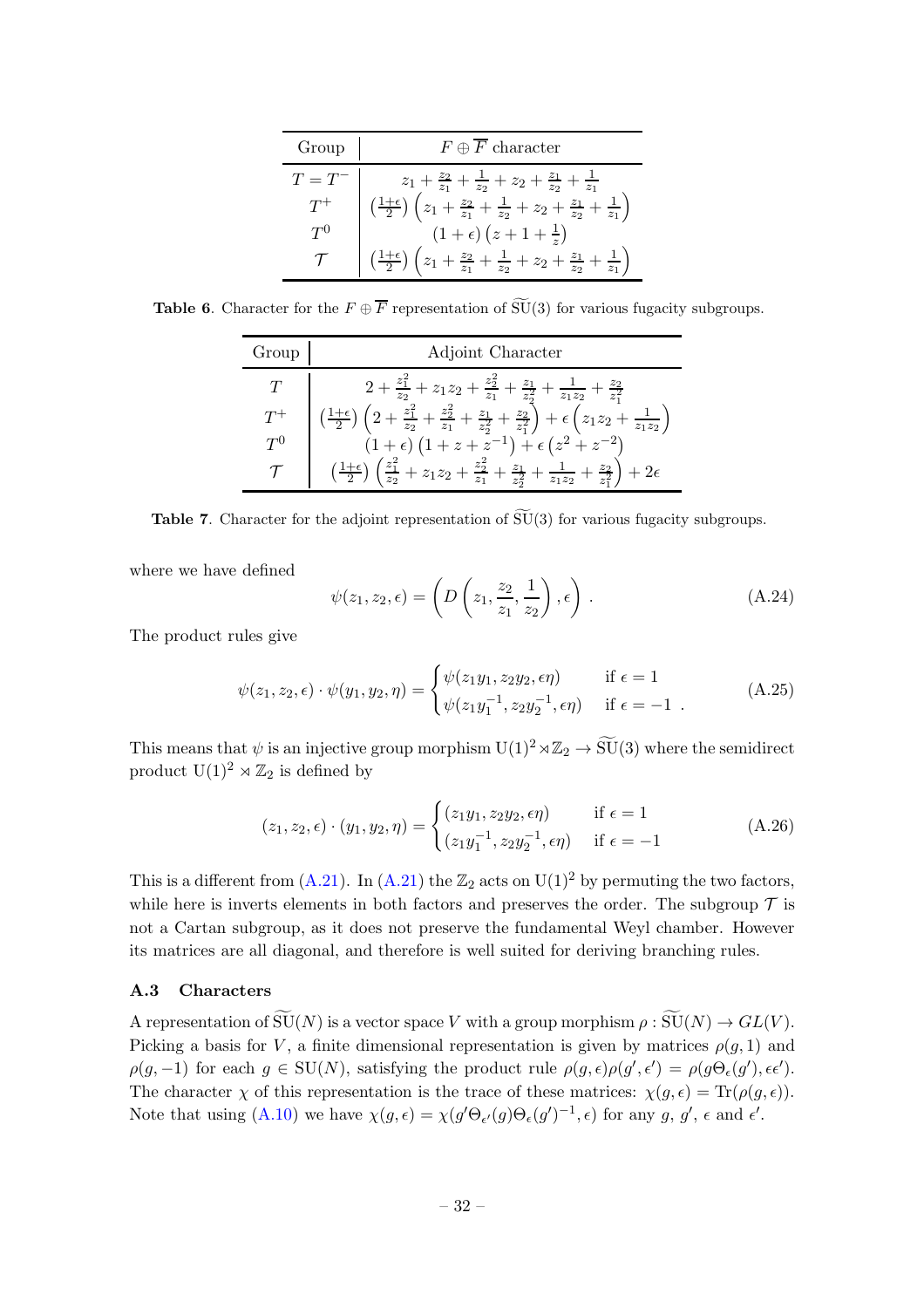| Group | $F \oplus \overline{F}$ character |
|---|---|
| $T = T^-$ | $z_1 + \frac{z_2}{z_1} + \frac{1}{z_2} + z_2 + \frac{z_1}{z_2} + \frac{1}{z_1}$ |
| $T^+$ | $\left(\frac{1+\epsilon}{2}\right)\left(z_1 + \frac{z_2}{z_1} + \frac{1}{z_2} + z_2 + \frac{z_1}{z_2} + \frac{1}{z_1}\right)$ |
| $T^0$ | $(1+\epsilon)\left(z + 1 + \frac{1}{z}\right)$ |
| $\mathcal{T}$ | $\left(\frac{1+\epsilon}{2}\right)\left(z_1 + \frac{z_2}{z_1} + \frac{1}{z_2} + z_2 + \frac{z_1}{z_2} + \frac{1}{z_1}\right)$ |

**Table 6**. Character for the $F \oplus \overline{F}$ representation of $\widetilde{\mathrm{SU}}(3)$ for various fugacity subgroups.

| Group | Adjoint Character |
|---|---|
| $T$ | $2 + \frac{z_1^2}{z_2} + z_1 z_2 + \frac{z_2^2}{z_1} + \frac{z_1}{z_2^2} + \frac{1}{z_1 z_2} + \frac{z_2}{z_1^2}$ |
| $T^+$ | $\left(\frac{1+\epsilon}{2}\right)\left(2 + \frac{z_1^2}{z_2} + \frac{z_2^2}{z_1} + \frac{z_1}{z_2^2} + \frac{z_2}{z_1^2}\right) + \epsilon\left(z_1 z_2 + \frac{1}{z_1 z_2}\right)$ |
| $T^0$ | $(1+\epsilon)\left(1 + z + z^{-1}\right) + \epsilon\left(z^2 + z^{-2}\right)$ |
| $\mathcal{T}$ | $\left(\frac{1+\epsilon}{2}\right)\left(\frac{z_1^2}{z_2} + z_1 z_2 + \frac{z_2^2}{z_1} + \frac{z_1}{z_2^2} + \frac{1}{z_1 z_2} + \frac{z_2}{z_1^2}\right) + 2\epsilon$ |

**Table 7**. Character for the adjoint representation of $\widetilde{\mathrm{SU}}(3)$ for various fugacity subgroups.

where we have defined

$$\psi(z_1, z_2, \epsilon) = \left(D\left(z_1, \frac{z_2}{z_1}, \frac{1}{z_2}\right), \epsilon\right) . \tag{A.24}$$

The product rules give

$$\psi(z_1, z_2, \epsilon) \cdot \psi(y_1, y_2, \eta) = \begin{cases} \psi(z_1 y_1, z_2 y_2, \epsilon\eta) & \text{if } \epsilon = 1 \\ \psi(z_1 y_1^{-1}, z_2 y_2^{-1}, \epsilon\eta) & \text{if } \epsilon = -1 \end{cases} . \tag{A.25}$$

This means that $\psi$ is an injective group morphism $\mathrm{U}(1)^2 \rtimes \mathbb{Z}_2 \to \widetilde{\mathrm{SU}}(3)$ where the semidirect product $\mathrm{U}(1)^2 \rtimes \mathbb{Z}_2$ is defined by

$$(z_1, z_2, \epsilon) \cdot (y_1, y_2, \eta) = \begin{cases} (z_1 y_1, z_2 y_2, \epsilon\eta) & \text{if } \epsilon = 1 \\ (z_1 y_1^{-1}, z_2 y_2^{-1}, \epsilon\eta) & \text{if } \epsilon = -1 \end{cases} \tag{A.26}$$

This is a different from (A.21). In (A.21) the $\mathbb{Z}_2$ acts on $\mathrm{U}(1)^2$ by permuting the two factors, while here is inverts elements in both factors and preserves the order. The subgroup $\mathcal{T}$ is not a Cartan subgroup, as it does not preserve the fundamental Weyl chamber. However its matrices are all diagonal, and therefore is well suited for deriving branching rules.

### A.3 Characters

A representation of $\widetilde{\mathrm{SU}}(N)$ is a vector space $V$ with a group morphism $\rho : \widetilde{\mathrm{SU}}(N) \to GL(V)$. Picking a basis for $V$, a finite dimensional representation is given by matrices $\rho(g, 1)$ and $\rho(g, -1)$ for each $g \in \mathrm{SU}(N)$, satisfying the product rule $\rho(g, \epsilon)\rho(g', \epsilon') = \rho(g\Theta_\epsilon(g'), \epsilon\epsilon')$. The character $\chi$ of this representation is the trace of these matrices: $\chi(g, \epsilon) = \mathrm{Tr}(\rho(g, \epsilon))$. Note that using (A.10) we have $\chi(g, \epsilon) = \chi(g'\Theta_{\epsilon'}(g)\Theta_\epsilon(g')^{-1}, \epsilon)$ for any $g$, $g'$, $\epsilon$ and $\epsilon'$.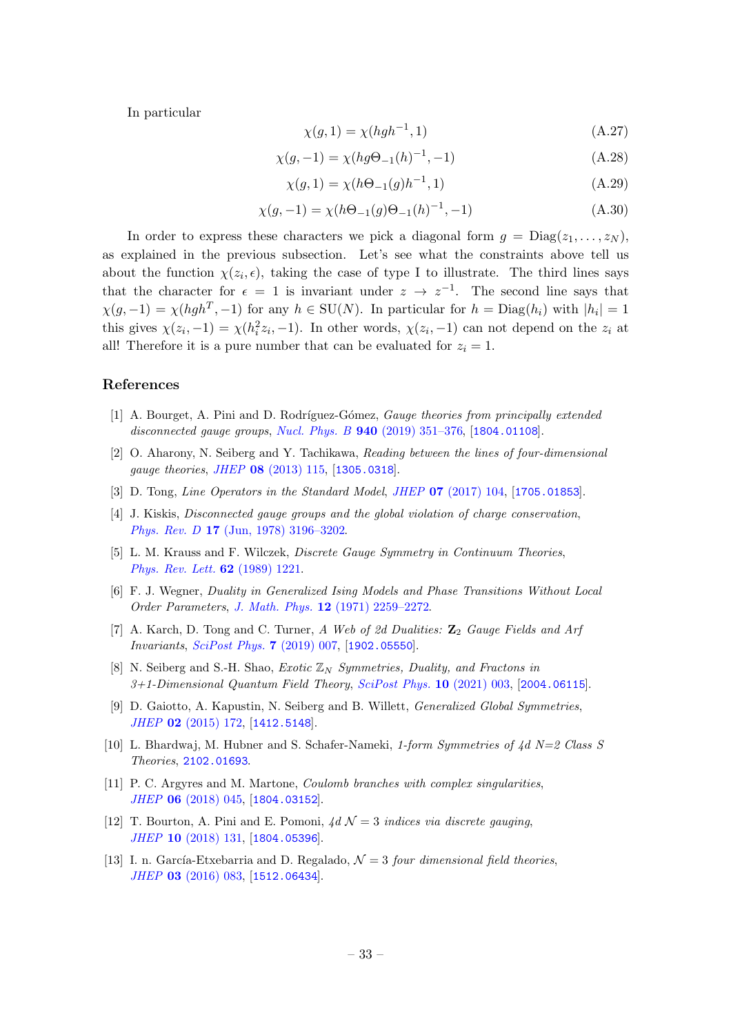In particular

$$\chi(g,1) = \chi(hgh^{-1},1) \tag{A.27}$$

$$\chi(g,-1) = \chi(hg\Theta_{-1}(h)^{-1},-1) \tag{A.28}$$

$$\chi(g,1) = \chi(h\Theta_{-1}(g)h^{-1},1) \tag{A.29}$$

$$\chi(g,-1) = \chi(h\Theta_{-1}(g)\Theta_{-1}(h)^{-1},-1) \tag{A.30}$$

In order to express these characters we pick a diagonal form $g = \mathrm{Diag}(z_1,\ldots,z_N)$, as explained in the previous subsection. Let's see what the constraints above tell us about the function $\chi(z_i,\epsilon)$, taking the case of type I to illustrate. The third lines says that the character for $\epsilon = 1$ is invariant under $z \to z^{-1}$. The second line says that $\chi(g,-1) = \chi(hgh^T,-1)$ for any $h \in \mathrm{SU}(N)$. In particular for $h = \mathrm{Diag}(h_i)$ with $|h_i| = 1$ this gives $\chi(z_i,-1) = \chi(h_i^2 z_i,-1)$. In other words, $\chi(z_i,-1)$ can not depend on the $z_i$ at all! Therefore it is a pure number that can be evaluated for $z_i = 1$.

## References

[1] A. Bourget, A. Pini and D. Rodríguez-Gómez, *Gauge theories from principally extended disconnected gauge groups*, Nucl. Phys. B **940** (2019) 351–376, [1804.01108].

[2] O. Aharony, N. Seiberg and Y. Tachikawa, *Reading between the lines of four-dimensional gauge theories*, JHEP **08** (2013) 115, [1305.0318].

[3] D. Tong, *Line Operators in the Standard Model*, JHEP **07** (2017) 104, [1705.01853].

[4] J. Kiskis, *Disconnected gauge groups and the global violation of charge conservation*, Phys. Rev. D **17** (Jun, 1978) 3196–3202.

[5] L. M. Krauss and F. Wilczek, *Discrete Gauge Symmetry in Continuum Theories*, Phys. Rev. Lett. **62** (1989) 1221.

[6] F. J. Wegner, *Duality in Generalized Ising Models and Phase Transitions Without Local Order Parameters*, J. Math. Phys. **12** (1971) 2259–2272.

[7] A. Karch, D. Tong and C. Turner, *A Web of 2d Dualities: $\mathbf{Z}_2$ Gauge Fields and Arf Invariants*, SciPost Phys. **7** (2019) 007, [1902.05550].

[8] N. Seiberg and S.-H. Shao, *Exotic $\mathbb{Z}_N$ Symmetries, Duality, and Fractons in 3+1-Dimensional Quantum Field Theory*, SciPost Phys. **10** (2021) 003, [2004.06115].

[9] D. Gaiotto, A. Kapustin, N. Seiberg and B. Willett, *Generalized Global Symmetries*, JHEP **02** (2015) 172, [1412.5148].

[10] L. Bhardwaj, M. Hubner and S. Schafer-Nameki, *1-form Symmetries of 4d N=2 Class S Theories*, 2102.01693.

[11] P. C. Argyres and M. Martone, *Coulomb branches with complex singularities*, JHEP **06** (2018) 045, [1804.03152].

[12] T. Bourton, A. Pini and E. Pomoni, *4d $\mathcal{N}=3$ indices via discrete gauging*, JHEP **10** (2018) 131, [1804.05396].

[13] I. n. García-Etxebarria and D. Regalado, *$\mathcal{N}=3$ four dimensional field theories*, JHEP **03** (2016) 083, [1512.06434].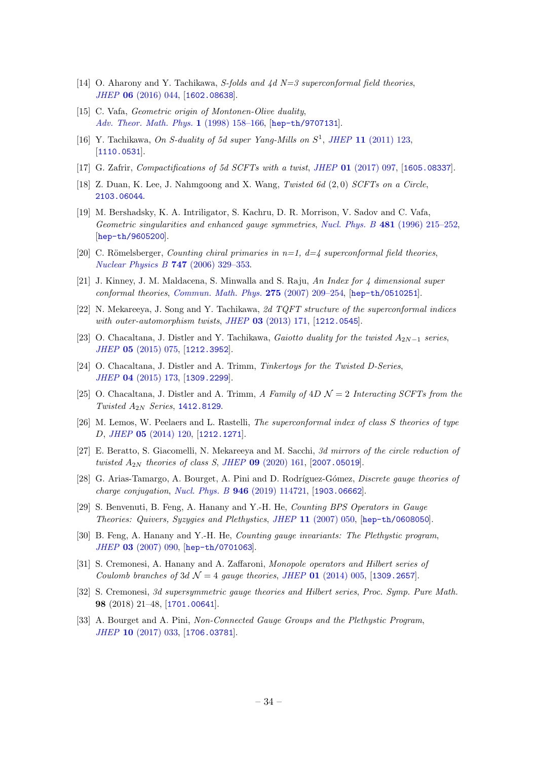[14] O. Aharony and Y. Tachikawa, *S-folds and 4d N=3 superconformal field theories*, *JHEP* **06** (2016) 044, [1602.08638].

[15] C. Vafa, *Geometric origin of Montonen-Olive duality*, *Adv. Theor. Math. Phys.* **1** (1998) 158–166, [hep-th/9707131].

[16] Y. Tachikawa, *On S-duality of 5d super Yang-Mills on $S^1$*, *JHEP* **11** (2011) 123, [1110.0531].

[17] G. Zafrir, *Compactifications of 5d SCFTs with a twist*, *JHEP* **01** (2017) 097, [1605.08337].

[18] Z. Duan, K. Lee, J. Nahmgoong and X. Wang, *Twisted 6d (2,0) SCFTs on a Circle*, 2103.06044.

[19] M. Bershadsky, K. A. Intriligator, S. Kachru, D. R. Morrison, V. Sadov and C. Vafa, *Geometric singularities and enhanced gauge symmetries*, *Nucl. Phys. B* **481** (1996) 215–252, [hep-th/9605200].

[20] C. Römelsberger, *Counting chiral primaries in n=1, d=4 superconformal field theories*, *Nuclear Physics B* **747** (2006) 329–353.

[21] J. Kinney, J. M. Maldacena, S. Minwalla and S. Raju, *An Index for 4 dimensional super conformal theories*, *Commun. Math. Phys.* **275** (2007) 209–254, [hep-th/0510251].

[22] N. Mekareeya, J. Song and Y. Tachikawa, *2d TQFT structure of the superconformal indices with outer-automorphism twists*, *JHEP* **03** (2013) 171, [1212.0545].

[23] O. Chacaltana, J. Distler and Y. Tachikawa, *Gaiotto duality for the twisted $A_{2N-1}$ series*, *JHEP* **05** (2015) 075, [1212.3952].

[24] O. Chacaltana, J. Distler and A. Trimm, *Tinkertoys for the Twisted D-Series*, *JHEP* **04** (2015) 173, [1309.2299].

[25] O. Chacaltana, J. Distler and A. Trimm, *A Family of 4D $\mathcal{N}=2$ Interacting SCFTs from the Twisted $A_{2N}$ Series*, 1412.8129.

[26] M. Lemos, W. Peelaers and L. Rastelli, *The superconformal index of class S theories of type D*, *JHEP* **05** (2014) 120, [1212.1271].

[27] E. Beratto, S. Giacomelli, N. Mekareeya and M. Sacchi, *3d mirrors of the circle reduction of twisted $A_{2N}$ theories of class S*, *JHEP* **09** (2020) 161, [2007.05019].

[28] G. Arias-Tamargo, A. Bourget, A. Pini and D. Rodríguez-Gómez, *Discrete gauge theories of charge conjugation*, *Nucl. Phys. B* **946** (2019) 114721, [1903.06662].

[29] S. Benvenuti, B. Feng, A. Hanany and Y.-H. He, *Counting BPS Operators in Gauge Theories: Quivers, Syzygies and Plethystics*, *JHEP* **11** (2007) 050, [hep-th/0608050].

[30] B. Feng, A. Hanany and Y.-H. He, *Counting gauge invariants: The Plethystic program*, *JHEP* **03** (2007) 090, [hep-th/0701063].

[31] S. Cremonesi, A. Hanany and A. Zaffaroni, *Monopole operators and Hilbert series of Coulomb branches of 3d $\mathcal{N}=4$ gauge theories*, *JHEP* **01** (2014) 005, [1309.2657].

[32] S. Cremonesi, *3d supersymmetric gauge theories and Hilbert series*, *Proc. Symp. Pure Math.* **98** (2018) 21–48, [1701.00641].

[33] A. Bourget and A. Pini, *Non-Connected Gauge Groups and the Plethystic Program*, *JHEP* **10** (2017) 033, [1706.03781].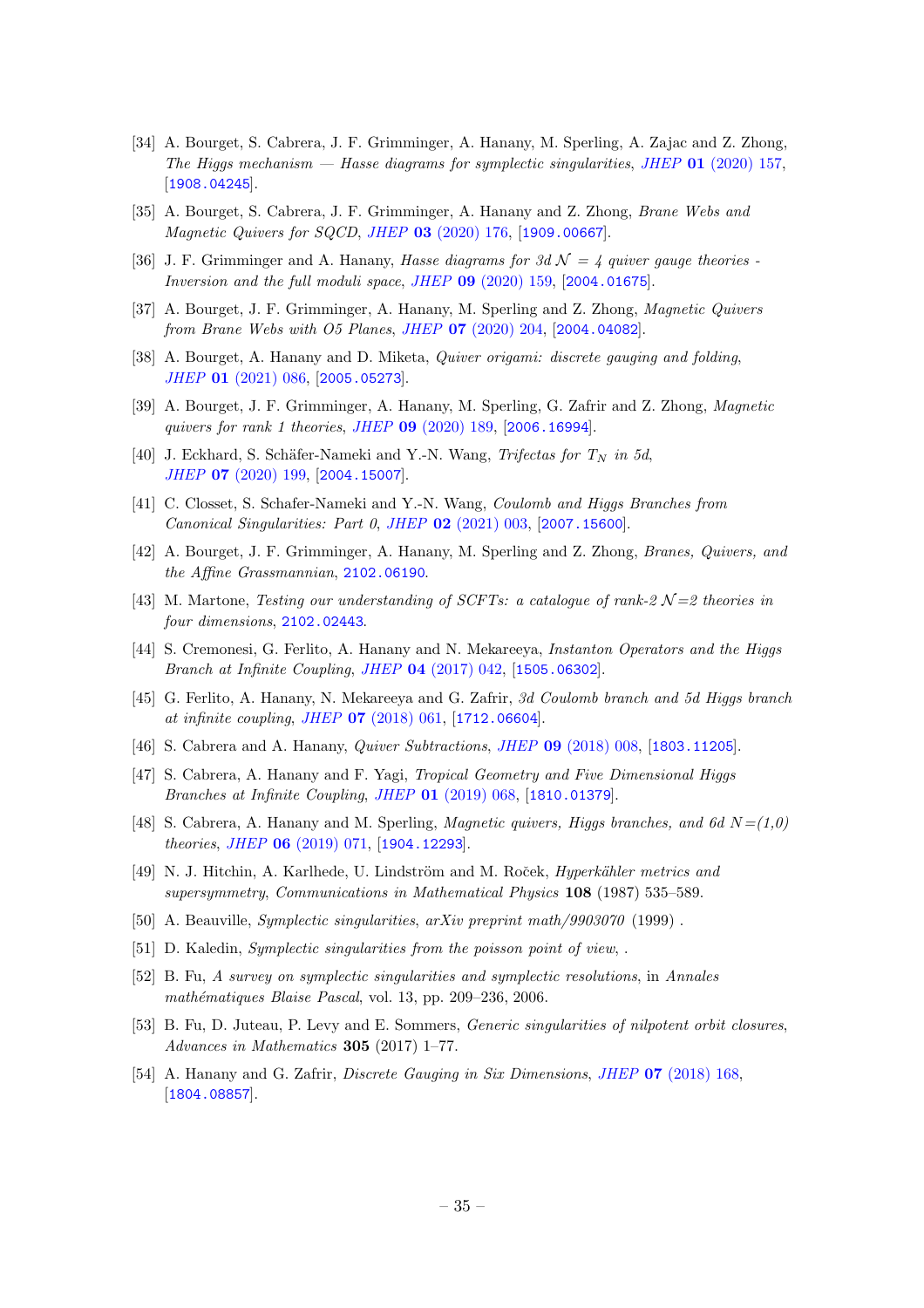- [34] A. Bourget, S. Cabrera, J. F. Grimminger, A. Hanany, M. Sperling, A. Zajac and Z. Zhong, *The Higgs mechanism — Hasse diagrams for symplectic singularities*, *JHEP* **01** (2020) 157, [1908.04245].
- [35] A. Bourget, S. Cabrera, J. F. Grimminger, A. Hanany and Z. Zhong, *Brane Webs and Magnetic Quivers for SQCD*, *JHEP* **03** (2020) 176, [1909.00667].
- [36] J. F. Grimminger and A. Hanany, *Hasse diagrams for 3d $\mathcal{N}$ = 4 quiver gauge theories - Inversion and the full moduli space*, *JHEP* **09** (2020) 159, [2004.01675].
- [37] A. Bourget, J. F. Grimminger, A. Hanany, M. Sperling and Z. Zhong, *Magnetic Quivers from Brane Webs with O5 Planes*, *JHEP* **07** (2020) 204, [2004.04082].
- [38] A. Bourget, A. Hanany and D. Miketa, *Quiver origami: discrete gauging and folding*, *JHEP* **01** (2021) 086, [2005.05273].
- [39] A. Bourget, J. F. Grimminger, A. Hanany, M. Sperling, G. Zafrir and Z. Zhong, *Magnetic quivers for rank 1 theories*, *JHEP* **09** (2020) 189, [2006.16994].
- [40] J. Eckhard, S. Schäfer-Nameki and Y.-N. Wang, *Trifectas for $T_N$ in 5d*, *JHEP* **07** (2020) 199, [2004.15007].
- [41] C. Closset, S. Schafer-Nameki and Y.-N. Wang, *Coulomb and Higgs Branches from Canonical Singularities: Part 0*, *JHEP* **02** (2021) 003, [2007.15600].
- [42] A. Bourget, J. F. Grimminger, A. Hanany, M. Sperling and Z. Zhong, *Branes, Quivers, and the Affine Grassmannian*, 2102.06190.
- [43] M. Martone, *Testing our understanding of SCFTs: a catalogue of rank-2 $\mathcal{N}$=2 theories in four dimensions*, 2102.02443.
- [44] S. Cremonesi, G. Ferlito, A. Hanany and N. Mekareeya, *Instanton Operators and the Higgs Branch at Infinite Coupling*, *JHEP* **04** (2017) 042, [1505.06302].
- [45] G. Ferlito, A. Hanany, N. Mekareeya and G. Zafrir, *3d Coulomb branch and 5d Higgs branch at infinite coupling*, *JHEP* **07** (2018) 061, [1712.06604].
- [46] S. Cabrera and A. Hanany, *Quiver Subtractions*, *JHEP* **09** (2018) 008, [1803.11205].
- [47] S. Cabrera, A. Hanany and F. Yagi, *Tropical Geometry and Five Dimensional Higgs Branches at Infinite Coupling*, *JHEP* **01** (2019) 068, [1810.01379].
- [48] S. Cabrera, A. Hanany and M. Sperling, *Magnetic quivers, Higgs branches, and 6d N=(1,0) theories*, *JHEP* **06** (2019) 071, [1904.12293].
- [49] N. J. Hitchin, A. Karlhede, U. Lindström and M. Roček, *Hyperkähler metrics and supersymmetry*, *Communications in Mathematical Physics* **108** (1987) 535–589.
- [50] A. Beauville, *Symplectic singularities*, *arXiv preprint math/9903070* (1999) .
- [51] D. Kaledin, *Symplectic singularities from the poisson point of view*, .
- [52] B. Fu, *A survey on symplectic singularities and symplectic resolutions*, in *Annales mathématiques Blaise Pascal*, vol. 13, pp. 209–236, 2006.
- [53] B. Fu, D. Juteau, P. Levy and E. Sommers, *Generic singularities of nilpotent orbit closures*, *Advances in Mathematics* **305** (2017) 1–77.
- [54] A. Hanany and G. Zafrir, *Discrete Gauging in Six Dimensions*, *JHEP* **07** (2018) 168, [1804.08857].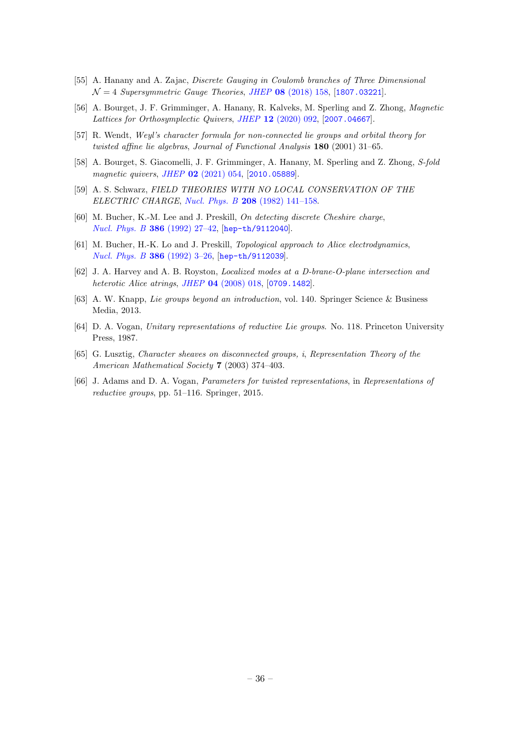[55] A. Hanany and A. Zajac, *Discrete Gauging in Coulomb branches of Three Dimensional $\mathcal{N} = 4$ Supersymmetric Gauge Theories*, *JHEP* **08** (2018) 158, [1807.03221].

[56] A. Bourget, J. F. Grimminger, A. Hanany, R. Kalveks, M. Sperling and Z. Zhong, *Magnetic Lattices for Orthosymplectic Quivers*, *JHEP* **12** (2020) 092, [2007.04667].

[57] R. Wendt, *Weyl's character formula for non-connected lie groups and orbital theory for twisted affine lie algebras*, *Journal of Functional Analysis* **180** (2001) 31–65.

[58] A. Bourget, S. Giacomelli, J. F. Grimminger, A. Hanany, M. Sperling and Z. Zhong, *S-fold magnetic quivers*, *JHEP* **02** (2021) 054, [2010.05889].

[59] A. S. Schwarz, *FIELD THEORIES WITH NO LOCAL CONSERVATION OF THE ELECTRIC CHARGE*, *Nucl. Phys. B* **208** (1982) 141–158.

[60] M. Bucher, K.-M. Lee and J. Preskill, *On detecting discrete Cheshire charge*, *Nucl. Phys. B* **386** (1992) 27–42, [hep-th/9112040].

[61] M. Bucher, H.-K. Lo and J. Preskill, *Topological approach to Alice electrodynamics*, *Nucl. Phys. B* **386** (1992) 3–26, [hep-th/9112039].

[62] J. A. Harvey and A. B. Royston, *Localized modes at a D-brane-O-plane intersection and heterotic Alice atrings*, *JHEP* **04** (2008) 018, [0709.1482].

[63] A. W. Knapp, *Lie groups beyond an introduction*, vol. 140. Springer Science & Business Media, 2013.

[64] D. A. Vogan, *Unitary representations of reductive Lie groups*. No. 118. Princeton University Press, 1987.

[65] G. Lusztig, *Character sheaves on disconnected groups, i*, *Representation Theory of the American Mathematical Society* **7** (2003) 374–403.

[66] J. Adams and D. A. Vogan, *Parameters for twisted representations*, in *Representations of reductive groups*, pp. 51–116. Springer, 2015.